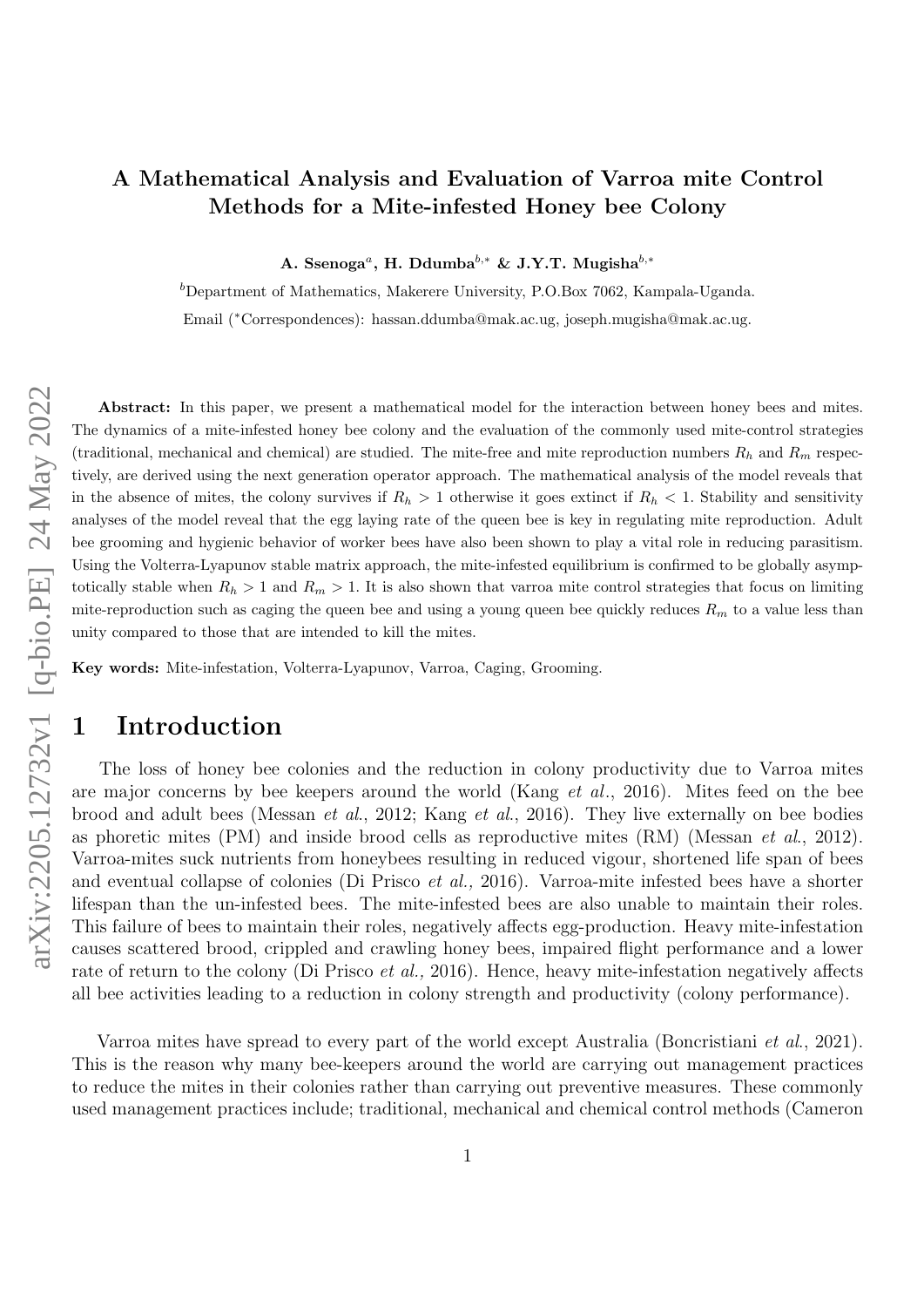# A Mathematical Analysis and Evaluation of Varroa mite Control Methods for a Mite-infested Honey bee Colony

**A. Ssenoga**[a], **H. Ddumba**[b,*] **& J.Y.T. Mugisha**[b,*]

[b]Department of Mathematics, Makerere University, P.O.Box 7062, Kampala-Uganda.

Email (*Correspondences): hassan.ddumba@mak.ac.ug, joseph.mugisha@mak.ac.ug.

**Abstract:** In this paper, we present a mathematical model for the interaction between honey bees and mites. The dynamics of a mite-infested honey bee colony and the evaluation of the commonly used mite-control strategies (traditional, mechanical and chemical) are studied. The mite-free and mite reproduction numbers $R_h$ and $R_m$ respectively, are derived using the next generation operator approach. The mathematical analysis of the model reveals that in the absence of mites, the colony survives if $R_h > 1$ otherwise it goes extinct if $R_h < 1$. Stability and sensitivity analyses of the model reveal that the egg laying rate of the queen bee is key in regulating mite reproduction. Adult bee grooming and hygienic behavior of worker bees have also been shown to play a vital role in reducing parasitism. Using the Volterra-Lyapunov stable matrix approach, the mite-infested equilibrium is confirmed to be globally asymptotically stable when $R_h > 1$ and $R_m > 1$. It is also shown that varroa mite control strategies that focus on limiting mite-reproduction such as caging the queen bee and using a young queen bee quickly reduces $R_m$ to a value less than unity compared to those that are intended to kill the mites.

**Key words:** Mite-infestation, Volterra-Lyapunov, Varroa, Caging, Grooming.

## 1 Introduction

The loss of honey bee colonies and the reduction in colony productivity due to Varroa mites are major concerns by bee keepers around the world (Kang *et al*., 2016). Mites feed on the bee brood and adult bees (Messan *et al*., 2012; Kang *et al*., 2016). They live externally on bee bodies as phoretic mites (PM) and inside brood cells as reproductive mites (RM) (Messan *et al*., 2012). Varroa-mites suck nutrients from honeybees resulting in reduced vigour, shortened life span of bees and eventual collapse of colonies (Di Prisco *et al.,* 2016). Varroa-mite infested bees have a shorter lifespan than the un-infested bees. The mite-infested bees are also unable to maintain their roles. This failure of bees to maintain their roles, negatively affects egg-production. Heavy mite-infestation causes scattered brood, crippled and crawling honey bees, impaired flight performance and a lower rate of return to the colony (Di Prisco *et al.,* 2016). Hence, heavy mite-infestation negatively affects all bee activities leading to a reduction in colony strength and productivity (colony performance).

Varroa mites have spread to every part of the world except Australia (Boncristiani *et al*., 2021). This is the reason why many bee-keepers around the world are carrying out management practices to reduce the mites in their colonies rather than carrying out preventive measures. These commonly used management practices include; traditional, mechanical and chemical control methods (Cameron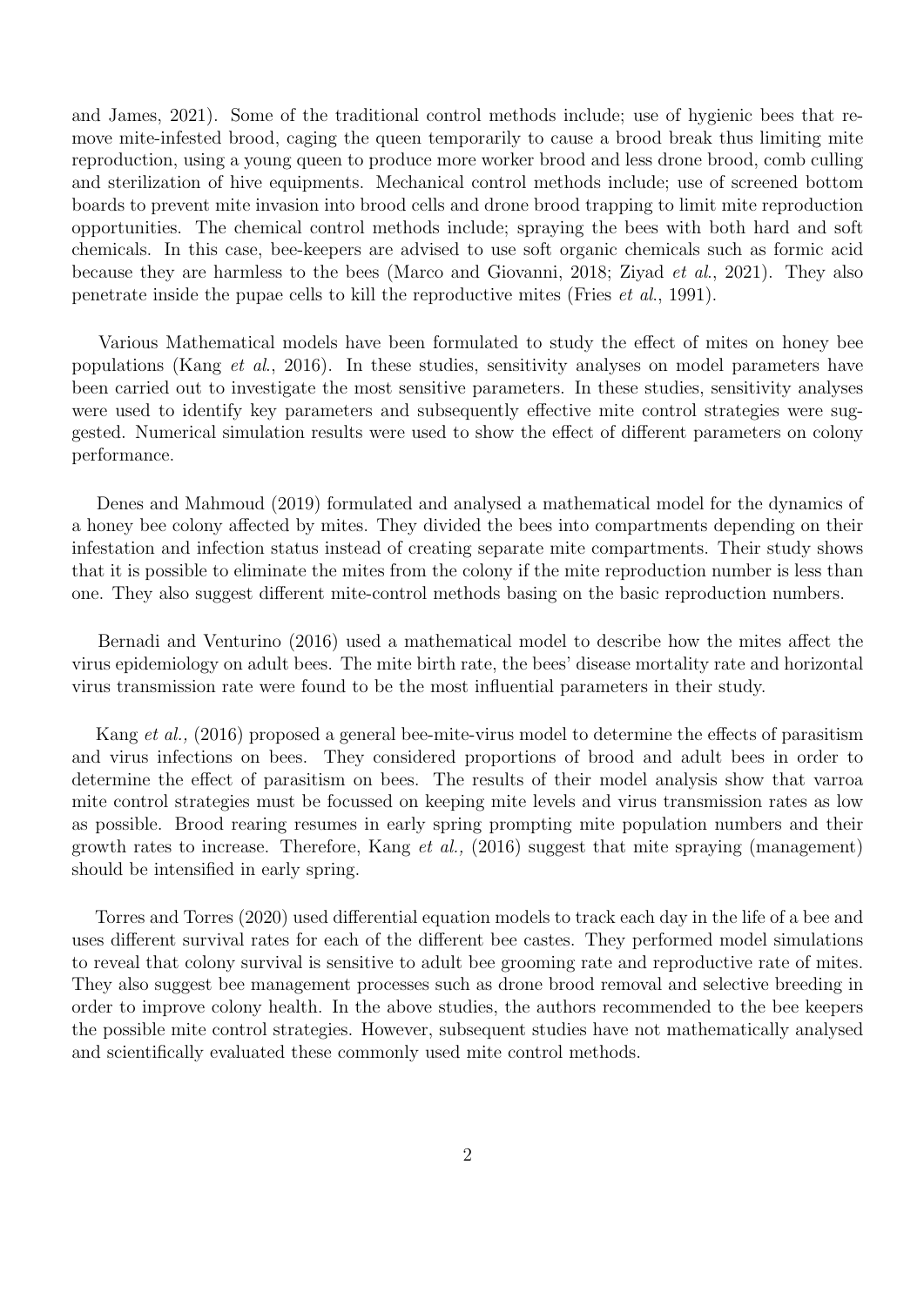and James, 2021). Some of the traditional control methods include; use of hygienic bees that remove mite-infested brood, caging the queen temporarily to cause a brood break thus limiting mite reproduction, using a young queen to produce more worker brood and less drone brood, comb culling and sterilization of hive equipments. Mechanical control methods include; use of screened bottom boards to prevent mite invasion into brood cells and drone brood trapping to limit mite reproduction opportunities. The chemical control methods include; spraying the bees with both hard and soft chemicals. In this case, bee-keepers are advised to use soft organic chemicals such as formic acid because they are harmless to the bees (Marco and Giovanni, 2018; Ziyad *et al.*, 2021). They also penetrate inside the pupae cells to kill the reproductive mites (Fries *et al.*, 1991).

Various Mathematical models have been formulated to study the effect of mites on honey bee populations (Kang *et al.*, 2016). In these studies, sensitivity analyses on model parameters have been carried out to investigate the most sensitive parameters. In these studies, sensitivity analyses were used to identify key parameters and subsequently effective mite control strategies were suggested. Numerical simulation results were used to show the effect of different parameters on colony performance.

Denes and Mahmoud (2019) formulated and analysed a mathematical model for the dynamics of a honey bee colony affected by mites. They divided the bees into compartments depending on their infestation and infection status instead of creating separate mite compartments. Their study shows that it is possible to eliminate the mites from the colony if the mite reproduction number is less than one. They also suggest different mite-control methods basing on the basic reproduction numbers.

Bernadi and Venturino (2016) used a mathematical model to describe how the mites affect the virus epidemiology on adult bees. The mite birth rate, the bees' disease mortality rate and horizontal virus transmission rate were found to be the most influential parameters in their study.

Kang *et al.,* (2016) proposed a general bee-mite-virus model to determine the effects of parasitism and virus infections on bees. They considered proportions of brood and adult bees in order to determine the effect of parasitism on bees. The results of their model analysis show that varroa mite control strategies must be focussed on keeping mite levels and virus transmission rates as low as possible. Brood rearing resumes in early spring prompting mite population numbers and their growth rates to increase. Therefore, Kang *et al.,* (2016) suggest that mite spraying (management) should be intensified in early spring.

Torres and Torres (2020) used differential equation models to track each day in the life of a bee and uses different survival rates for each of the different bee castes. They performed model simulations to reveal that colony survival is sensitive to adult bee grooming rate and reproductive rate of mites. They also suggest bee management processes such as drone brood removal and selective breeding in order to improve colony health. In the above studies, the authors recommended to the bee keepers the possible mite control strategies. However, subsequent studies have not mathematically analysed and scientifically evaluated these commonly used mite control methods.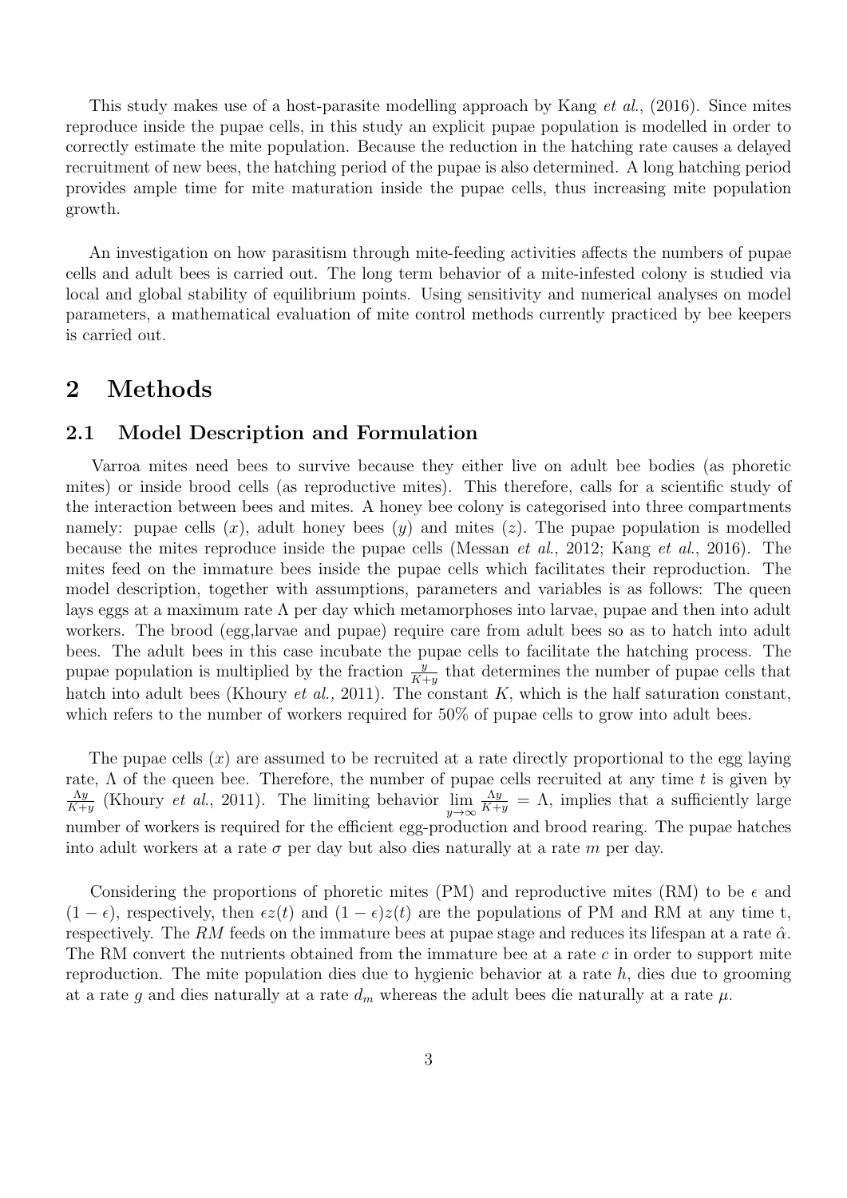This study makes use of a host-parasite modelling approach by Kang *et al.*, (2016). Since mites reproduce inside the pupae cells, in this study an explicit pupae population is modelled in order to correctly estimate the mite population. Because the reduction in the hatching rate causes a delayed recruitment of new bees, the hatching period of the pupae is also determined. A long hatching period provides ample time for mite maturation inside the pupae cells, thus increasing mite population growth.

An investigation on how parasitism through mite-feeding activities affects the numbers of pupae cells and adult bees is carried out. The long term behavior of a mite-infested colony is studied via local and global stability of equilibrium points. Using sensitivity and numerical analyses on model parameters, a mathematical evaluation of mite control methods currently practiced by bee keepers is carried out.

# 2 Methods

## 2.1 Model Description and Formulation

Varroa mites need bees to survive because they either live on adult bee bodies (as phoretic mites) or inside brood cells (as reproductive mites). This therefore, calls for a scientific study of the interaction between bees and mites. A honey bee colony is categorised into three compartments namely: pupae cells ($x$), adult honey bees ($y$) and mites ($z$). The pupae population is modelled because the mites reproduce inside the pupae cells (Messan *et al.*, 2012; Kang *et al.*, 2016). The mites feed on the immature bees inside the pupae cells which facilitates their reproduction. The model description, together with assumptions, parameters and variables is as follows: The queen lays eggs at a maximum rate $\Lambda$ per day which metamorphoses into larvae, pupae and then into adult workers. The brood (egg,larvae and pupae) require care from adult bees so as to hatch into adult bees. The adult bees in this case incubate the pupae cells to facilitate the hatching process. The pupae population is multiplied by the fraction $\frac{y}{K+y}$ that determines the number of pupae cells that hatch into adult bees (Khoury *et al.,* 2011). The constant $K$, which is the half saturation constant, which refers to the number of workers required for 50% of pupae cells to grow into adult bees.

The pupae cells ($x$) are assumed to be recruited at a rate directly proportional to the egg laying rate, $\Lambda$ of the queen bee. Therefore, the number of pupae cells recruited at any time $t$ is given by $\frac{\Lambda y}{K+y}$ (Khoury *et al.*, 2011). The limiting behavior $\lim_{y\to\infty} \frac{\Lambda y}{K+y} = \Lambda$, implies that a sufficiently large number of workers is required for the efficient egg-production and brood rearing. The pupae hatches into adult workers at a rate $\sigma$ per day but also dies naturally at a rate $m$ per day.

Considering the proportions of phoretic mites (PM) and reproductive mites (RM) to be $\epsilon$ and $(1-\epsilon)$, respectively, then $\epsilon z(t)$ and $(1-\epsilon)z(t)$ are the populations of PM and RM at any time t, respectively. The $RM$ feeds on the immature bees at pupae stage and reduces its lifespan at a rate $\hat{\alpha}$. The RM convert the nutrients obtained from the immature bee at a rate $c$ in order to support mite reproduction. The mite population dies due to hygienic behavior at a rate $h$, dies due to grooming at a rate $g$ and dies naturally at a rate $d_m$ whereas the adult bees die naturally at a rate $\mu$.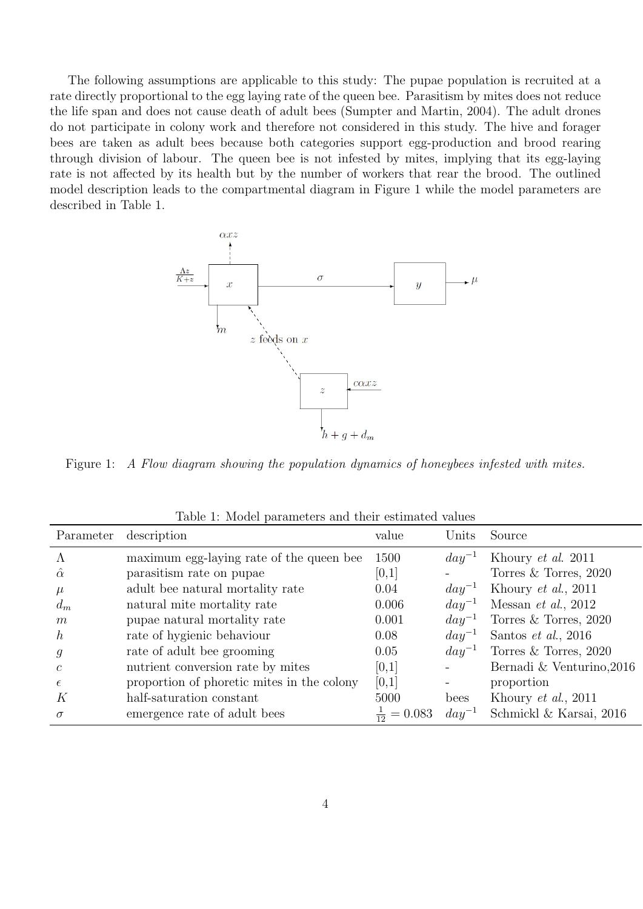The following assumptions are applicable to this study: The pupae population is recruited at a rate directly proportional to the egg laying rate of the queen bee. Parasitism by mites does not reduce the life span and does not cause death of adult bees (Sumpter and Martin, 2004). The adult drones do not participate in colony work and therefore not considered in this study. The hive and forager bees are taken as adult bees because both categories support egg-production and brood rearing through division of labour. The queen bee is not infested by mites, implying that its egg-laying rate is not affected by its health but by the number of workers that rear the brood. The outlined model description leads to the compartmental diagram in Figure 1 while the model parameters are described in Table 1.

Figure 1: *A Flow diagram showing the population dynamics of honeybees infested with mites.*

Table 1: Model parameters and their estimated values

| Parameter | description | value | Units | Source |
|---|---|---|---|---|
| $\Lambda$ | maximum egg-laying rate of the queen bee | 1500 | $day^{-1}$ | Khoury *et al.* 2011 |
| $\hat{\alpha}$ | parasitism rate on pupae | [0,1] | - | Torres & Torres, 2020 |
| $\mu$ | adult bee natural mortality rate | 0.04 | $day^{-1}$ | Khoury *et al.*, 2011 |
| $d_m$ | natural mite mortality rate | 0.006 | $day^{-1}$ | Messan *et al.*, 2012 |
| $m$ | pupae natural mortality rate | 0.001 | $day^{-1}$ | Torres & Torres, 2020 |
| $h$ | rate of hygienic behaviour | 0.08 | $day^{-1}$ | Santos *et al.*, 2016 |
| $g$ | rate of adult bee grooming | 0.05 | $day^{-1}$ | Torres & Torres, 2020 |
| $c$ | nutrient conversion rate by mites | [0,1] | - | Bernadi & Venturino,2016 |
| $\epsilon$ | proportion of phoretic mites in the colony | [0,1] | - | proportion |
| $K$ | half-saturation constant | 5000 | bees | Khoury *et al.*, 2011 |
| $\sigma$ | emergence rate of adult bees | $\frac{1}{12} = 0.083$ | $day^{-1}$ | Schmickl & Karsai, 2016 |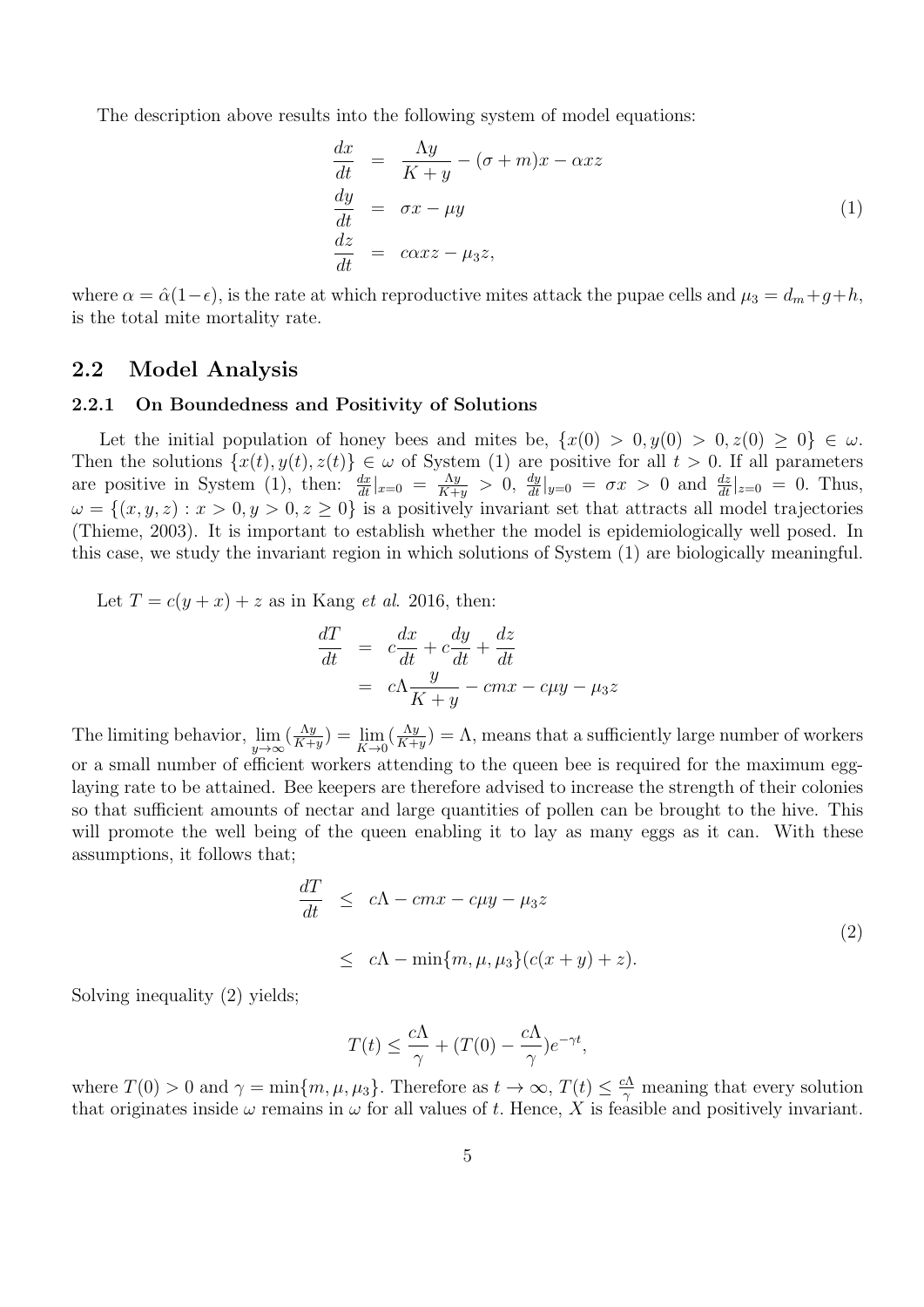The description above results into the following system of model equations:

$$
\begin{aligned}
\frac{dx}{dt} &= \frac{\Lambda y}{K+y} - (\sigma + m)x - \alpha x z \\
\frac{dy}{dt} &= \sigma x - \mu y \\
\frac{dz}{dt} &= c\alpha x z - \mu_3 z,
\end{aligned}
\tag{1}
$$

where $\alpha = \hat{\alpha}(1-\epsilon)$, is the rate at which reproductive mites attack the pupae cells and $\mu_3 = d_m + g + h$, is the total mite mortality rate.

## 2.2 Model Analysis

### 2.2.1 On Boundedness and Positivity of Solutions

Let the initial population of honey bees and mites be, $\{x(0) > 0, y(0) > 0, z(0) \geq 0\} \in \omega$. Then the solutions $\{x(t), y(t), z(t)\} \in \omega$ of System (1) are positive for all $t > 0$. If all parameters are positive in System (1), then: $\frac{dx}{dt}|_{x=0} = \frac{\Lambda y}{K+y} > 0$, $\frac{dy}{dt}|_{y=0} = \sigma x > 0$ and $\frac{dz}{dt}|_{z=0} = 0$. Thus, $\omega = \{(x, y, z) : x > 0, y > 0, z \geq 0\}$ is a positively invariant set that attracts all model trajectories (Thieme, 2003). It is important to establish whether the model is epidemiologically well posed. In this case, we study the invariant region in which solutions of System (1) are biologically meaningful.

Let $T = c(y + x) + z$ as in Kang *et al*. 2016, then:

$$
\begin{aligned}
\frac{dT}{dt} &= c\frac{dx}{dt} + c\frac{dy}{dt} + \frac{dz}{dt} \\
&= c\Lambda \frac{y}{K+y} - cmx - c\mu y - \mu_3 z
\end{aligned}
$$

The limiting behavior, $\lim_{y\to\infty}(\frac{\Lambda y}{K+y}) = \lim_{K\to 0}(\frac{\Lambda y}{K+y}) = \Lambda$, means that a sufficiently large number of workers or a small number of efficient workers attending to the queen bee is required for the maximum egg-laying rate to be attained. Bee keepers are therefore advised to increase the strength of their colonies so that sufficient amounts of nectar and large quantities of pollen can be brought to the hive. This will promote the well being of the queen enabling it to lay as many eggs as it can. With these assumptions, it follows that;

$$
\begin{aligned}
\frac{dT}{dt} &\leq c\Lambda - cmx - c\mu y - \mu_3 z \\
&\leq c\Lambda - \min\{m, \mu, \mu_3\}(c(x + y) + z).
\end{aligned}
\tag{2}
$$

Solving inequality (2) yields;

$$
T(t) \leq \frac{c\Lambda}{\gamma} + (T(0) - \frac{c\Lambda}{\gamma})e^{-\gamma t},
$$

where $T(0) > 0$ and $\gamma = \min\{m, \mu, \mu_3\}$. Therefore as $t \to \infty$, $T(t) \leq \frac{c\Lambda}{\gamma}$ meaning that every solution that originates inside $\omega$ remains in $\omega$ for all values of $t$. Hence, $X$ is feasible and positively invariant.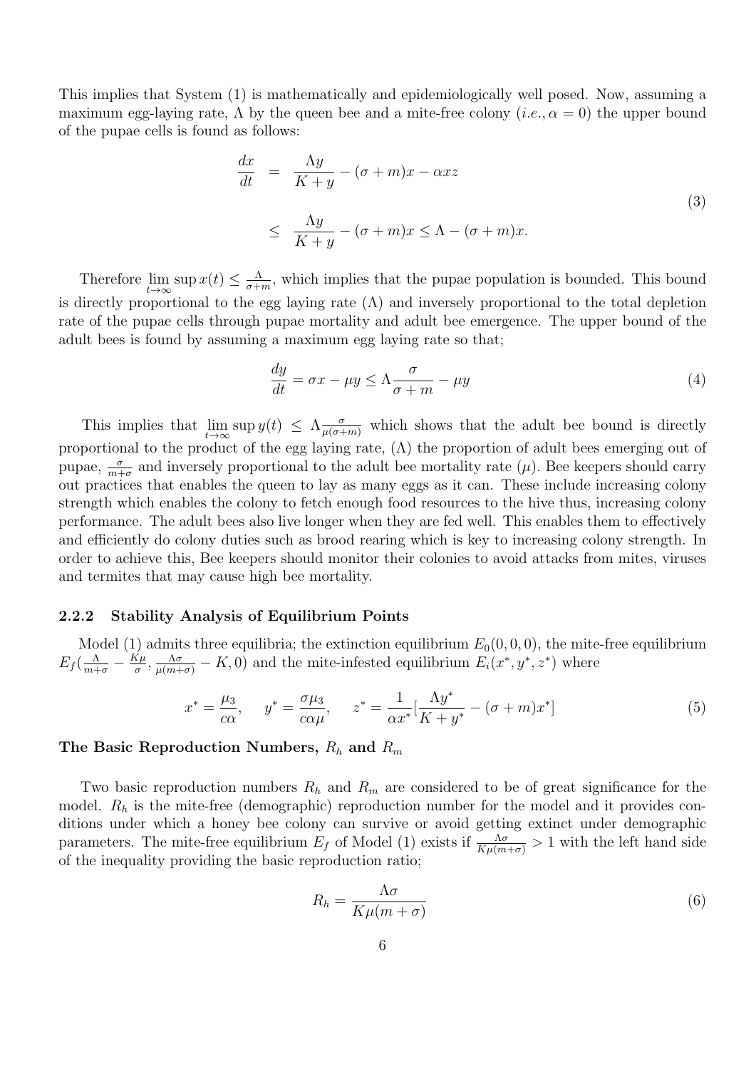This implies that System (1) is mathematically and epidemiologically well posed. Now, assuming a maximum egg-laying rate, $\Lambda$ by the queen bee and a mite-free colony (*i.e.*, $\alpha = 0$) the upper bound of the pupae cells is found as follows:

$$
\begin{aligned}
\frac{dx}{dt} &= \frac{\Lambda y}{K+y} - (\sigma + m)x - \alpha x z \\
&\leq \frac{\Lambda y}{K+y} - (\sigma + m)x \leq \Lambda - (\sigma + m)x.
\end{aligned}
\tag{3}
$$

Therefore $\lim_{t\to\infty}\sup x(t) \leq \frac{\Lambda}{\sigma+m}$, which implies that the pupae population is bounded. This bound is directly proportional to the egg laying rate ($\Lambda$) and inversely proportional to the total depletion rate of the pupae cells through pupae mortality and adult bee emergence. The upper bound of the adult bees is found by assuming a maximum egg laying rate so that;

$$
\frac{dy}{dt} = \sigma x - \mu y \leq \Lambda \frac{\sigma}{\sigma + m} - \mu y \tag{4}
$$

This implies that $\lim_{t\to\infty}\sup y(t) \leq \Lambda \frac{\sigma}{\mu(\sigma+m)}$ which shows that the adult bee bound is directly proportional to the product of the egg laying rate, ($\Lambda$) the proportion of adult bees emerging out of pupae, $\frac{\sigma}{m+\sigma}$ and inversely proportional to the adult bee mortality rate ($\mu$). Bee keepers should carry out practices that enables the queen to lay as many eggs as it can. These include increasing colony strength which enables the colony to fetch enough food resources to the hive thus, increasing colony performance. The adult bees also live longer when they are fed well. This enables them to effectively and efficiently do colony duties such as brood rearing which is key to increasing colony strength. In order to achieve this, Bee keepers should monitor their colonies to avoid attacks from mites, viruses and termites that may cause high bee mortality.

### 2.2.2 Stability Analysis of Equilibrium Points

Model (1) admits three equilibria; the extinction equilibrium $E_0(0, 0, 0)$, the mite-free equilibrium $E_f(\frac{\Lambda}{m+\sigma} - \frac{K\mu}{\sigma}, \frac{\Lambda\sigma}{\mu(m+\sigma)} - K, 0)$ and the mite-infested equilibrium $E_i(x^*, y^*, z^*)$ where

$$
x^* = \frac{\mu_3}{c\alpha}, \qquad y^* = \frac{\sigma\mu_3}{c\alpha\mu}, \qquad z^* = \frac{1}{\alpha x^*}\left[\frac{\Lambda y^*}{K+y^*} - (\sigma+m)x^*\right] \tag{5}
$$

**The Basic Reproduction Numbers, $R_h$ and $R_m$**

Two basic reproduction numbers $R_h$ and $R_m$ are considered to be of great significance for the model. $R_h$ is the mite-free (demographic) reproduction number for the model and it provides conditions under which a honey bee colony can survive or avoid getting extinct under demographic parameters. The mite-free equilibrium $E_f$ of Model (1) exists if $\frac{\Lambda\sigma}{K\mu(m+\sigma)} > 1$ with the left hand side of the inequality providing the basic reproduction ratio;

$$
R_h = \frac{\Lambda\sigma}{K\mu(m+\sigma)} \tag{6}
$$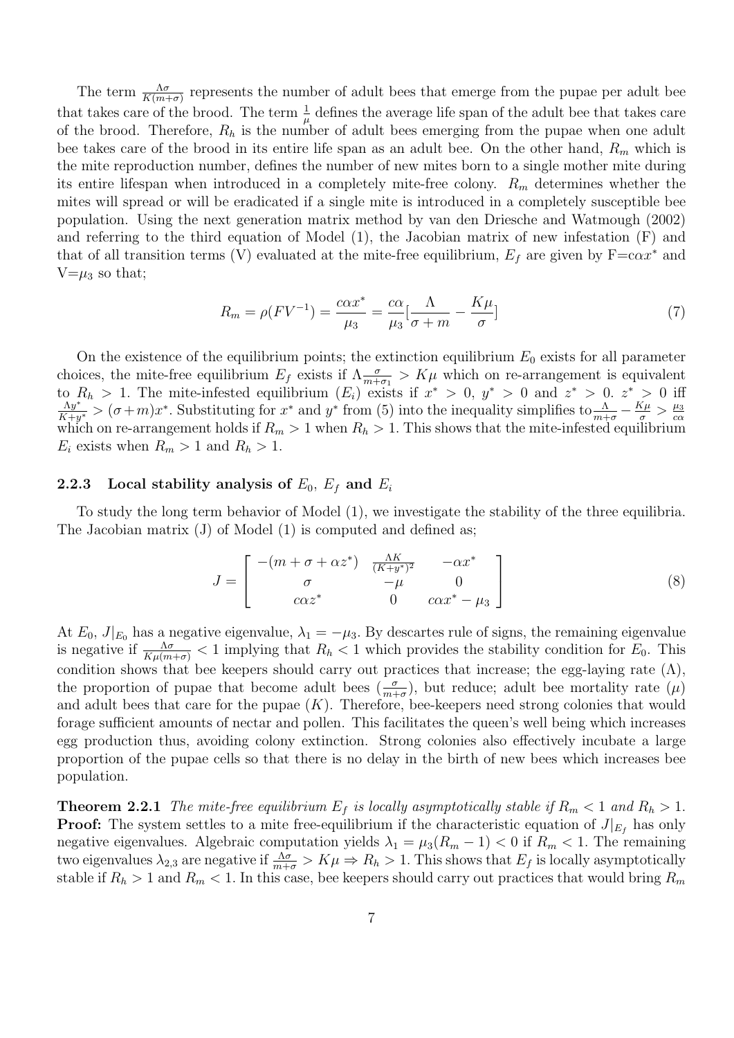The term $\frac{\Lambda\sigma}{K(m+\sigma)}$ represents the number of adult bees that emerge from the pupae per adult bee that takes care of the brood. The term $\frac{1}{\mu}$ defines the average life span of the adult bee that takes care of the brood. Therefore, $R_h$ is the number of adult bees emerging from the pupae when one adult bee takes care of the brood in its entire life span as an adult bee. On the other hand, $R_m$ which is the mite reproduction number, defines the number of new mites born to a single mother mite during its entire lifespan when introduced in a completely mite-free colony. $R_m$ determines whether the mites will spread or will be eradicated if a single mite is introduced in a completely susceptible bee population. Using the next generation matrix method by van den Driesche and Watmough (2002) and referring to the third equation of Model (1), the Jacobian matrix of new infestation (F) and that of all transition terms (V) evaluated at the mite-free equilibrium, $E_f$ are given by F$=c\alpha x^*$ and V$=\mu_3$ so that;

$$R_m = \rho(FV^{-1}) = \frac{c\alpha x^*}{\mu_3} = \frac{c\alpha}{\mu_3}\left[\frac{\Lambda}{\sigma+m} - \frac{K\mu}{\sigma}\right] \tag{7}$$

On the existence of the equilibrium points; the extinction equilibrium $E_0$ exists for all parameter choices, the mite-free equilibrium $E_f$ exists if $\Lambda\frac{\sigma}{m+\sigma_1} > K\mu$ which on re-arrangement is equivalent to $R_h > 1$. The mite-infested equilibrium ($E_i$) exists if $x^* > 0$, $y^* > 0$ and $z^* > 0$. $z^* > 0$ iff $\frac{\Lambda y^*}{K+y^*} > (\sigma+m)x^*$. Substituting for $x^*$ and $y^*$ from (5) into the inequality simplifies to $\frac{\Lambda}{m+\sigma} - \frac{K\mu}{\sigma} > \frac{\mu_3}{c\alpha}$ which on re-arrangement holds if $R_m > 1$ when $R_h > 1$. This shows that the mite-infested equilibrium $E_i$ exists when $R_m > 1$ and $R_h > 1$.

### 2.2.3 Local stability analysis of $E_0$, $E_f$ and $E_i$

To study the long term behavior of Model (1), we investigate the stability of the three equilibria. The Jacobian matrix (J) of Model (1) is computed and defined as;

$$J = \begin{bmatrix} -(m+\sigma+\alpha z^*) & \frac{\Lambda K}{(K+y^*)^2} & -\alpha x^* \\ \sigma & -\mu & 0 \\ c\alpha z^* & 0 & c\alpha x^* - \mu_3 \end{bmatrix} \tag{8}$$

At $E_0$, $J|_{E_0}$ has a negative eigenvalue, $\lambda_1 = -\mu_3$. By descartes rule of signs, the remaining eigenvalue is negative if $\frac{\Lambda\sigma}{K\mu(m+\sigma)} < 1$ implying that $R_h < 1$ which provides the stability condition for $E_0$. This condition shows that bee keepers should carry out practices that increase; the egg-laying rate ($\Lambda$), the proportion of pupae that become adult bees ($\frac{\sigma}{m+\sigma}$), but reduce; adult bee mortality rate ($\mu$) and adult bees that care for the pupae ($K$). Therefore, bee-keepers need strong colonies that would forage sufficient amounts of nectar and pollen. This facilitates the queen's well being which increases egg production thus, avoiding colony extinction. Strong colonies also effectively incubate a large proportion of the pupae cells so that there is no delay in the birth of new bees which increases bee population.

**Theorem 2.2.1** *The mite-free equilibrium $E_f$ is locally asymptotically stable if $R_m < 1$ and $R_h > 1$.*
**Proof:** The system settles to a mite free-equilibrium if the characteristic equation of $J|_{E_f}$ has only negative eigenvalues. Algebraic computation yields $\lambda_1 = \mu_3(R_m - 1) < 0$ if $R_m < 1$. The remaining two eigenvalues $\lambda_{2,3}$ are negative if $\frac{\Lambda\sigma}{m+\sigma} > K\mu \Rightarrow R_h > 1$. This shows that $E_f$ is locally asymptotically stable if $R_h > 1$ and $R_m < 1$. In this case, bee keepers should carry out practices that would bring $R_m$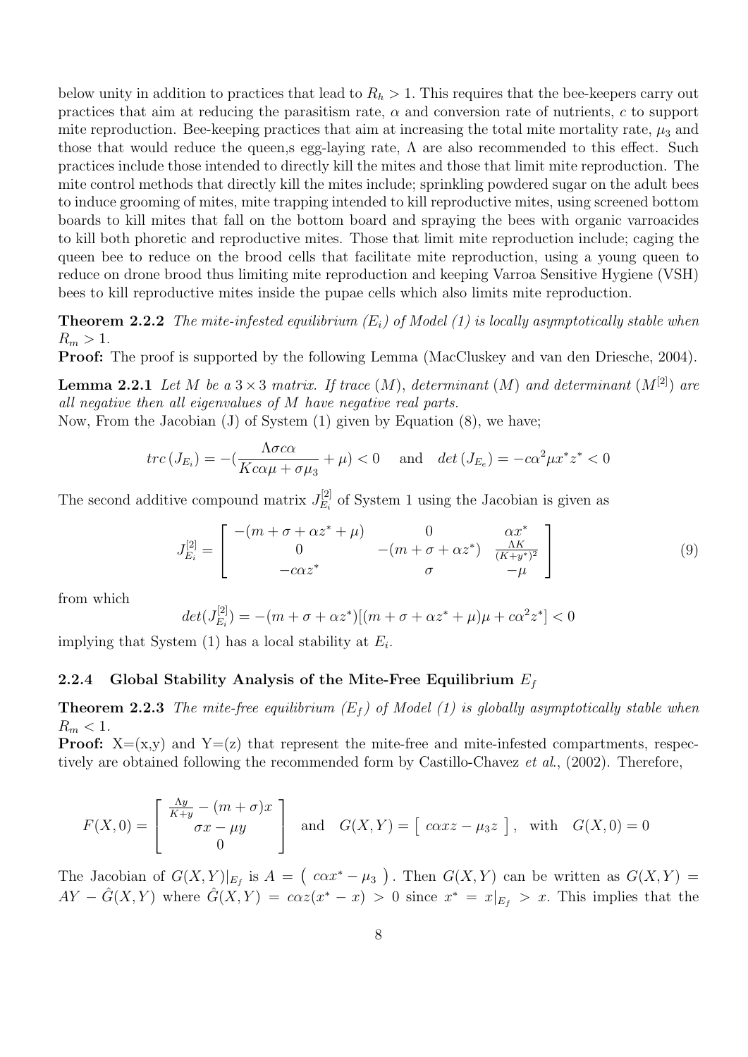below unity in addition to practices that lead to $R_h > 1$. This requires that the bee-keepers carry out practices that aim at reducing the parasitism rate, $\alpha$ and conversion rate of nutrients, $c$ to support mite reproduction. Bee-keeping practices that aim at increasing the total mite mortality rate, $\mu_3$ and those that would reduce the queen,s egg-laying rate, $\Lambda$ are also recommended to this effect. Such practices include those intended to directly kill the mites and those that limit mite reproduction. The mite control methods that directly kill the mites include; sprinkling powdered sugar on the adult bees to induce grooming of mites, mite trapping intended to kill reproductive mites, using screened bottom boards to kill mites that fall on the bottom board and spraying the bees with organic varroacides to kill both phoretic and reproductive mites. Those that limit mite reproduction include; caging the queen bee to reduce on the brood cells that facilitate mite reproduction, using a young queen to reduce on drone brood thus limiting mite reproduction and keeping Varroa Sensitive Hygiene (VSH) bees to kill reproductive mites inside the pupae cells which also limits mite reproduction.

**Theorem 2.2.2** *The mite-infested equilibrium ($E_i$) of Model (1) is locally asymptotically stable when $R_m > 1$.*

**Proof:** The proof is supported by the following Lemma (MacCluskey and van den Driesche, 2004).

**Lemma 2.2.1** *Let $M$ be a $3 \times 3$ matrix. If trace $(M)$, determinant $(M)$ and determinant $(M^{[2]})$ are all negative then all eigenvalues of $M$ have negative real parts.*

Now, From the Jacobian (J) of System (1) given by Equation (8), we have;

$$trc\,(J_{E_i}) = -(\frac{\Lambda\sigma c\alpha}{Kc\alpha\mu + \sigma\mu_3} + \mu) < 0 \quad \text{and} \quad det\,(J_{E_e}) = -c\alpha^2\mu x^* z^* < 0$$

The second additive compound matrix $J_{E_i}^{[2]}$ of System 1 using the Jacobian is given as

$$J_{E_i}^{[2]} = \begin{bmatrix} -(m+\sigma+\alpha z^* + \mu) & 0 & \alpha x^* \\ 0 & -(m+\sigma+\alpha z^*) & \frac{\Lambda K}{(K+y^*)^2} \\ -c\alpha z^* & \sigma & -\mu \end{bmatrix} \tag{9}$$

from which

$$det(J_{E_i}^{[2]}) = -(m+\sigma+\alpha z^*)[(m+\sigma+\alpha z^* + \mu)\mu + c\alpha^2 z^*] < 0$$

implying that System (1) has a local stability at $E_i$.

### 2.2.4 Global Stability Analysis of the Mite-Free Equilibrium $E_f$

**Theorem 2.2.3** *The mite-free equilibrium ($E_f$) of Model (1) is globally asymptotically stable when $R_m < 1$.*

**Proof:** X=(x,y) and Y=(z) that represent the mite-free and mite-infested compartments, respectively are obtained following the recommended form by Castillo-Chavez *et al.*, (2002). Therefore,

$$F(X,0) = \begin{bmatrix} \frac{\Lambda y}{K+y} - (m+\sigma)x \\ \sigma x - \mu y \\ 0 \end{bmatrix} \quad \text{and} \quad G(X,Y) = \begin{bmatrix} c\alpha xz - \mu_3 z \end{bmatrix}, \quad \text{with} \quad G(X,0) = 0$$

The Jacobian of $G(X,Y)|_{E_f}$ is $A = \begin{pmatrix} c\alpha x^* - \mu_3 \end{pmatrix}$. Then $G(X,Y)$ can be written as $G(X,Y) = AY - \hat{G}(X,Y)$ where $\hat{G}(X,Y) = c\alpha z(x^* - x) > 0$ since $x^* = x|_{E_f} > x$. This implies that the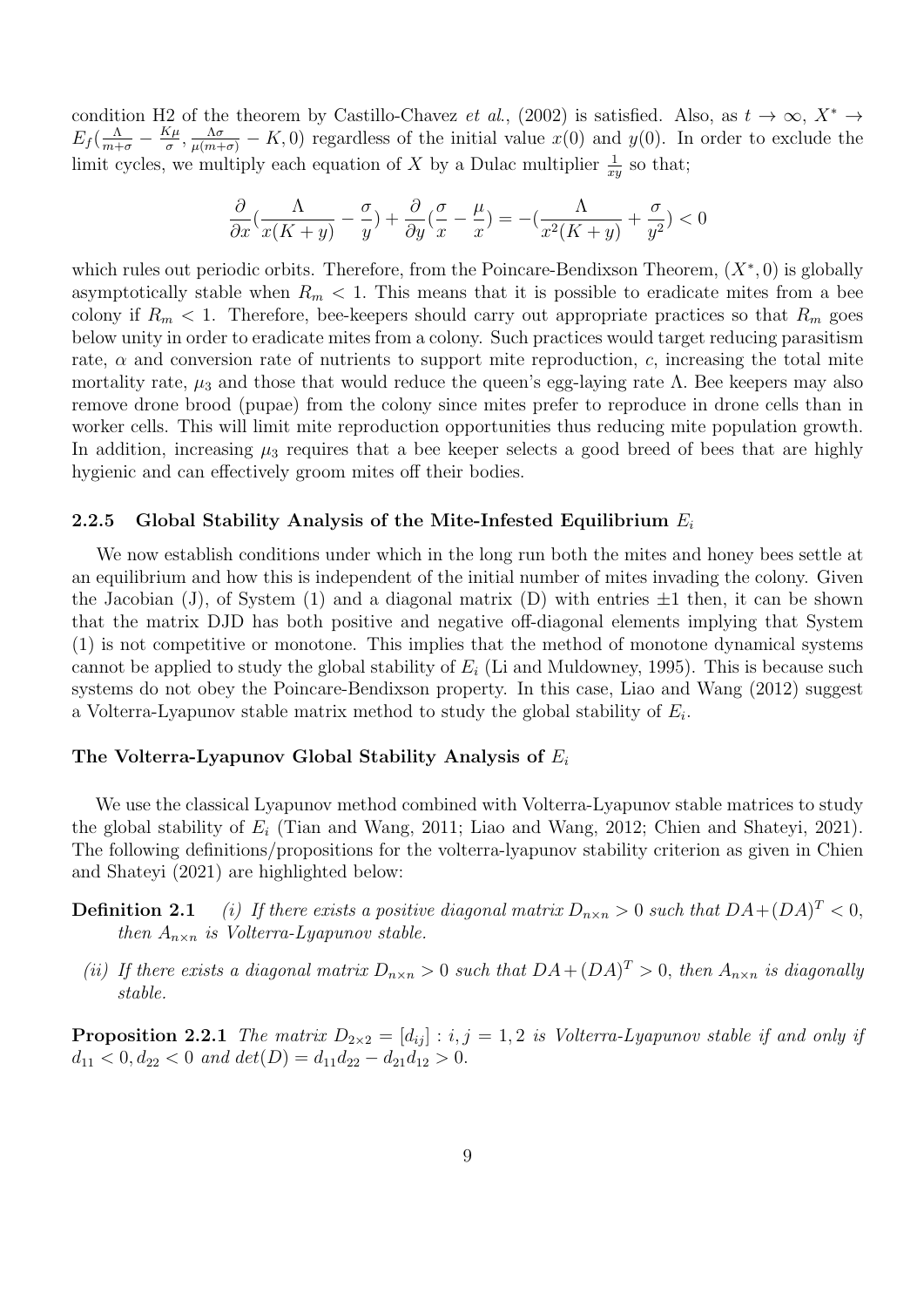condition H2 of the theorem by Castillo-Chavez *et al.*, (2002) is satisfied. Also, as $t \to \infty$, $X^* \to E_f(\frac{\Lambda}{m+\sigma} - \frac{K\mu}{\sigma}, \frac{\Lambda\sigma}{\mu(m+\sigma)} - K, 0)$ regardless of the initial value $x(0)$ and $y(0)$. In order to exclude the limit cycles, we multiply each equation of $X$ by a Dulac multiplier $\frac{1}{xy}$ so that;

$$\frac{\partial}{\partial x}\left(\frac{\Lambda}{x(K+y)} - \frac{\sigma}{y}\right) + \frac{\partial}{\partial y}\left(\frac{\sigma}{x} - \frac{\mu}{x}\right) = -\left(\frac{\Lambda}{x^2(K+y)} + \frac{\sigma}{y^2}\right) < 0$$

which rules out periodic orbits. Therefore, from the Poincare-Bendixson Theorem, $(X^*, 0)$ is globally asymptotically stable when $R_m < 1$. This means that it is possible to eradicate mites from a bee colony if $R_m < 1$. Therefore, bee-keepers should carry out appropriate practices so that $R_m$ goes below unity in order to eradicate mites from a colony. Such practices would target reducing parasitism rate, $\alpha$ and conversion rate of nutrients to support mite reproduction, $c$, increasing the total mite mortality rate, $\mu_3$ and those that would reduce the queen's egg-laying rate $\Lambda$. Bee keepers may also remove drone brood (pupae) from the colony since mites prefer to reproduce in drone cells than in worker cells. This will limit mite reproduction opportunities thus reducing mite population growth. In addition, increasing $\mu_3$ requires that a bee keeper selects a good breed of bees that are highly hygienic and can effectively groom mites off their bodies.

### 2.2.5 Global Stability Analysis of the Mite-Infested Equilibrium $E_i$

We now establish conditions under which in the long run both the mites and honey bees settle at an equilibrium and how this is independent of the initial number of mites invading the colony. Given the Jacobian (J), of System (1) and a diagonal matrix (D) with entries $\pm 1$ then, it can be shown that the matrix DJD has both positive and negative off-diagonal elements implying that System (1) is not competitive or monotone. This implies that the method of monotone dynamical systems cannot be applied to study the global stability of $E_i$ (Li and Muldowney, 1995). This is because such systems do not obey the Poincare-Bendixson property. In this case, Liao and Wang (2012) suggest a Volterra-Lyapunov stable matrix method to study the global stability of $E_i$.

#### The Volterra-Lyapunov Global Stability Analysis of $E_i$

We use the classical Lyapunov method combined with Volterra-Lyapunov stable matrices to study the global stability of $E_i$ (Tian and Wang, 2011; Liao and Wang, 2012; Chien and Shateyi, 2021). The following definitions/propositions for the volterra-lyapunov stability criterion as given in Chien and Shateyi (2021) are highlighted below:

**Definition 2.1** *(i) If there exists a positive diagonal matrix $D_{n\times n} > 0$ such that $DA + (DA)^T < 0$, then $A_{n\times n}$ is Volterra-Lyapunov stable.*

*(ii) If there exists a diagonal matrix $D_{n\times n} > 0$ such that $DA + (DA)^T > 0$, then $A_{n\times n}$ is diagonally stable.*

**Proposition 2.2.1** *The matrix $D_{2\times 2} = [d_{ij}] : i, j = 1, 2$ is Volterra-Lyapunov stable if and only if $d_{11} < 0, d_{22} < 0$ and $det(D) = d_{11}d_{22} - d_{21}d_{12} > 0$.*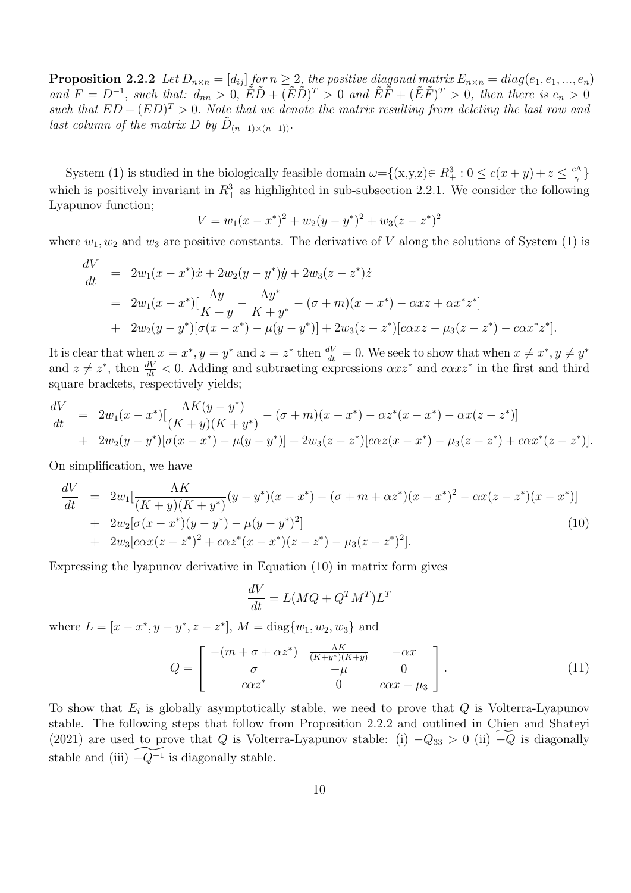**Proposition 2.2.2** *Let $D_{n\times n} = [d_{ij}]$ for $n \geq 2$, the positive diagonal matrix $E_{n\times n} = diag(e_1, e_1, ..., e_n)$ and $F = D^{-1}$, such that: $d_{nn} > 0$, $\tilde{E}\tilde{D} + (\tilde{E}\tilde{D})^T > 0$ and $\tilde{E}\tilde{F} + (\tilde{E}\tilde{F})^T > 0$, then there is $e_n > 0$ such that $ED + (ED)^T > 0$. Note that we denote the matrix resulting from deleting the last row and last column of the matrix $D$ by $\tilde{D}_{(n-1)\times(n-1))}$.*

System (1) is studied in the biologically feasible domain $\omega$={(x,y,z)$\in R^3_+ : 0 \leq c(x+y)+z \leq \frac{c\Lambda}{\gamma}$} which is positively invariant in $R^3_+$ as highlighted in sub-subsection 2.2.1. We consider the following Lyapunov function;

$$V = w_1(x-x^*)^2 + w_2(y-y^*)^2 + w_3(z-z^*)^2$$

where $w_1, w_2$ and $w_3$ are positive constants. The derivative of $V$ along the solutions of System (1) is

$$\begin{aligned}
\frac{dV}{dt} &= 2w_1(x-x^*)\dot{x} + 2w_2(y-y^*)\dot{y} + 2w_3(z-z^*)\dot{z} \\
&= 2w_1(x-x^*)[\frac{\Lambda y}{K+y} - \frac{\Lambda y^*}{K+y^*} - (\sigma+m)(x-x^*) - \alpha xz + \alpha x^* z^*] \\
&+ 2w_2(y-y^*)[\sigma(x-x^*) - \mu(y-y^*)] + 2w_3(z-z^*)[c\alpha xz - \mu_3(z-z^*) - c\alpha x^* z^*].
\end{aligned}$$

It is clear that when $x = x^*$, $y = y^*$ and $z = z^*$ then $\frac{dV}{dt} = 0$. We seek to show that when $x \neq x^*$, $y \neq y^*$ and $z \neq z^*$, then $\frac{dV}{dt} < 0$. Adding and subtracting expressions $\alpha xz^*$ and $c\alpha xz^*$ in the first and third square brackets, respectively yields;

$$\begin{aligned}
\frac{dV}{dt} &= 2w_1(x-x^*)[\frac{\Lambda K(y-y^*)}{(K+y)(K+y^*)} - (\sigma+m)(x-x^*) - \alpha z^*(x-x^*) - \alpha x(z-z^*)] \\
&+ 2w_2(y-y^*)[\sigma(x-x^*) - \mu(y-y^*)] + 2w_3(z-z^*)[c\alpha z(x-x^*) - \mu_3(z-z^*) + c\alpha x^*(z-z^*)].
\end{aligned}$$

On simplification, we have

$$\begin{aligned}
\frac{dV}{dt} &= 2w_1[\frac{\Lambda K}{(K+y)(K+y^*)}(y-y^*)(x-x^*) - (\sigma+m+\alpha z^*)(x-x^*)^2 - \alpha x(z-z^*)(x-x^*)] \\
&+ 2w_2[\sigma(x-x^*)(y-y^*) - \mu(y-y^*)^2] \\
&+ 2w_3[c\alpha x(z-z^*)^2 + c\alpha z^*(x-x^*)(z-z^*) - \mu_3(z-z^*)^2].
\end{aligned} \tag{10}$$

Expressing the lyapunov derivative in Equation (10) in matrix form gives

$$\frac{dV}{dt} = L(MQ + Q^T M^T)L^T$$

where $L = [x-x^*, y-y^*, z-z^*]$, $M = \text{diag}\{w_1, w_2, w_3\}$ and

$$Q = \begin{bmatrix} -(m+\sigma+\alpha z^*) & \frac{\Lambda K}{(K+y^*)(K+y)} & -\alpha x \\ \sigma & -\mu & 0 \\ c\alpha z^* & 0 & c\alpha x - \mu_3 \end{bmatrix}. \tag{11}$$

To show that $E_i$ is globally asymptotically stable, we need to prove that $Q$ is Volterra-Lyapunov stable. The following steps that follow from Proposition 2.2.2 and outlined in Chien and Shateyi (2021) are used to prove that $Q$ is Volterra-Lyapunov stable: (i) $-Q_{33} > 0$ (ii) $\widetilde{-Q}$ is diagonally stable and (iii) $\widetilde{-Q^{-1}}$ is diagonally stable.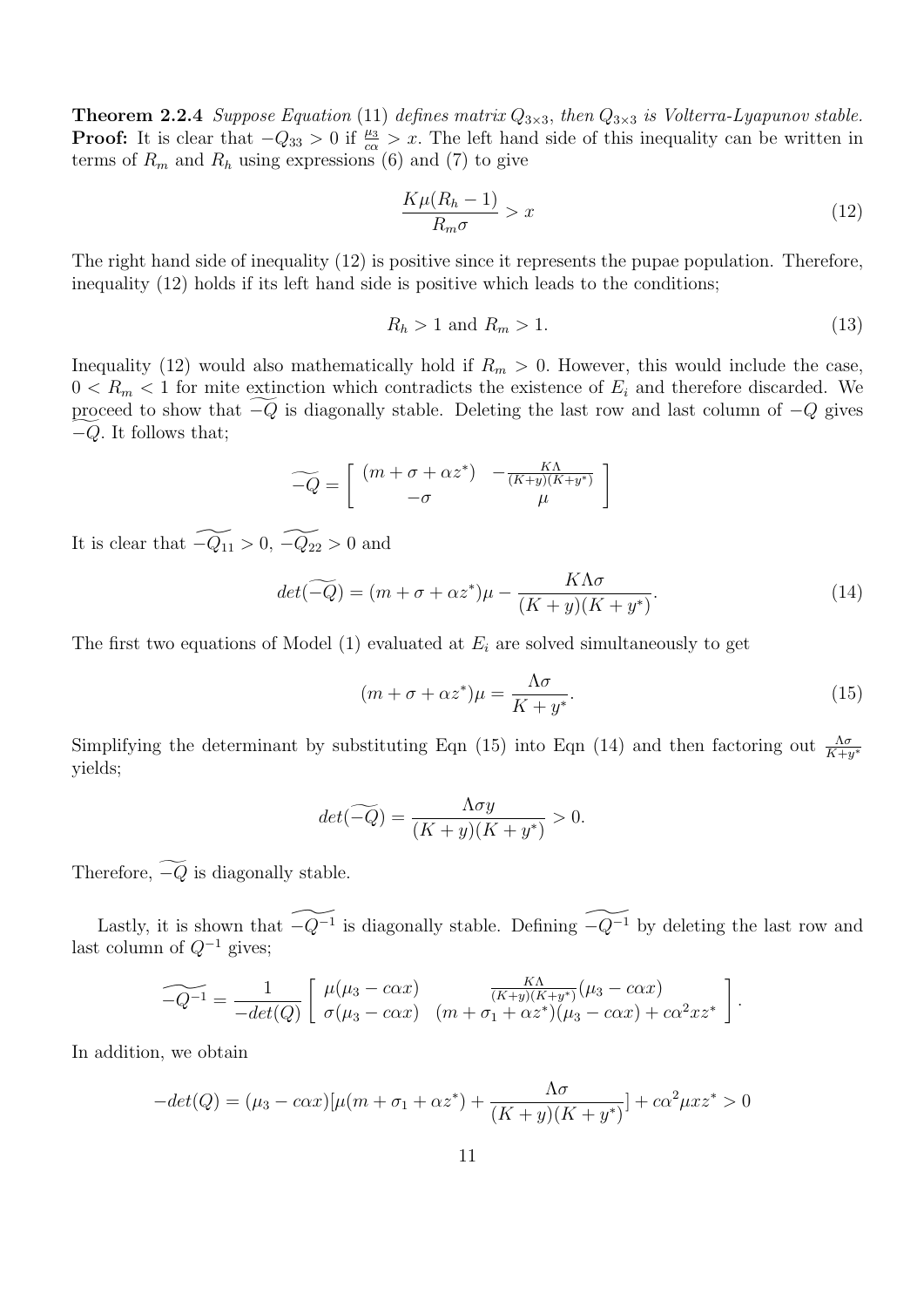**Theorem 2.2.4** *Suppose Equation* (11) *defines matrix* $Q_{3\times 3}$, *then* $Q_{3\times 3}$ *is Volterra-Lyapunov stable.*
**Proof:** It is clear that $-Q_{33} > 0$ if $\frac{\mu_3}{c\alpha} > x$. The left hand side of this inequality can be written in terms of $R_m$ and $R_h$ using expressions (6) and (7) to give

$$\frac{K\mu(R_h - 1)}{R_m \sigma} > x \tag{12}$$

The right hand side of inequality (12) is positive since it represents the pupae population. Therefore, inequality (12) holds if its left hand side is positive which leads to the conditions;

$$R_h > 1 \text{ and } R_m > 1. \tag{13}$$

Inequality (12) would also mathematically hold if $R_m > 0$. However, this would include the case, $0 < R_m < 1$ for mite extinction which contradicts the existence of $E_i$ and therefore discarded. We proceed to show that $\widetilde{-Q}$ is diagonally stable. Deleting the last row and last column of $-Q$ gives $\widetilde{-Q}$. It follows that;

$$\widetilde{-Q} = \begin{bmatrix} (m + \sigma + \alpha z^*) & -\frac{K\Lambda}{(K+y)(K+y^*)} \\ -\sigma & \mu \end{bmatrix}$$

It is clear that $\widetilde{-Q_{11}} > 0$, $\widetilde{-Q_{22}} > 0$ and

$$det(\widetilde{-Q}) = (m + \sigma + \alpha z^*)\mu - \frac{K\Lambda\sigma}{(K+y)(K+y^*)}. \tag{14}$$

The first two equations of Model (1) evaluated at $E_i$ are solved simultaneously to get

$$(m + \sigma + \alpha z^*)\mu = \frac{\Lambda\sigma}{K + y^*}. \tag{15}$$

Simplifying the determinant by substituting Eqn (15) into Eqn (14) and then factoring out $\frac{\Lambda\sigma}{K+y^*}$ yields;

$$det(\widetilde{-Q}) = \frac{\Lambda\sigma y}{(K+y)(K+y^*)} > 0.$$

Therefore, $\widetilde{-Q}$ is diagonally stable.

Lastly, it is shown that $\widetilde{-Q^{-1}}$ is diagonally stable. Defining $\widetilde{-Q^{-1}}$ by deleting the last row and last column of $Q^{-1}$ gives;

$$\widetilde{-Q^{-1}} = \frac{1}{-det(Q)} \begin{bmatrix} \mu(\mu_3 - c\alpha x) & \frac{K\Lambda}{(K+y)(K+y^*)}(\mu_3 - c\alpha x) \\ \sigma(\mu_3 - c\alpha x) & (m + \sigma_1 + \alpha z^*)(\mu_3 - c\alpha x) + c\alpha^2 x z^* \end{bmatrix}.$$

In addition, we obtain

$$-det(Q) = (\mu_3 - c\alpha x)[\mu(m + \sigma_1 + \alpha z^*) + \frac{\Lambda\sigma}{(K+y)(K+y^*)}] + c\alpha^2 \mu x z^* > 0$$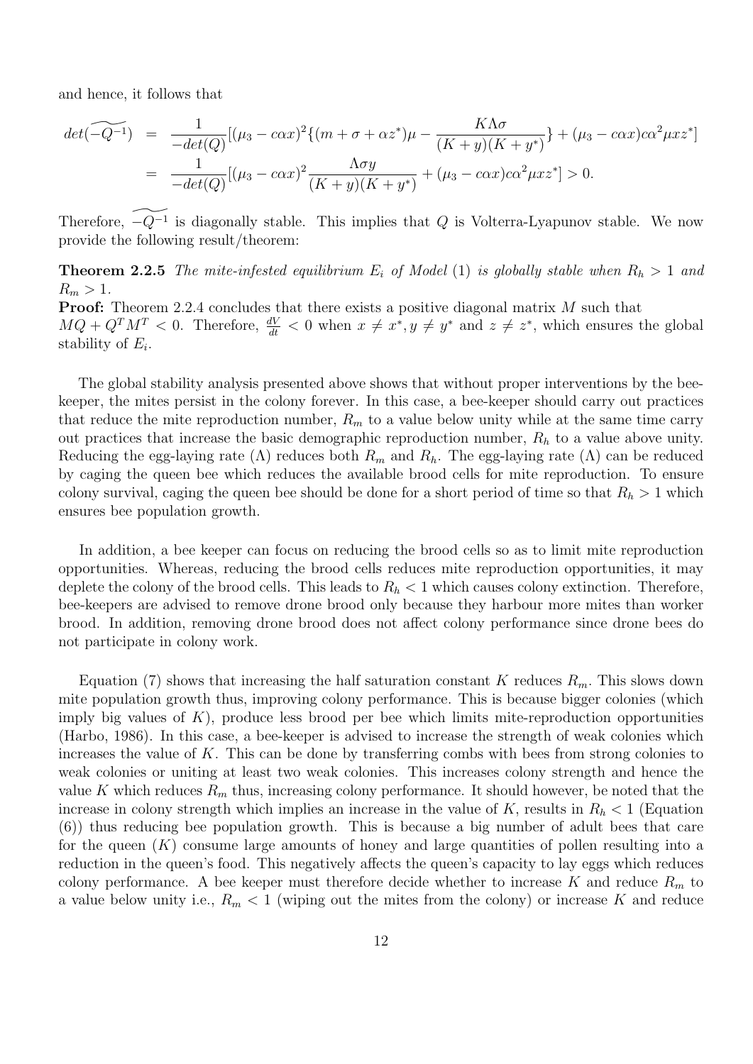and hence, it follows that

$$
\begin{aligned}
det(\widetilde{-Q^{-1}}) &= \frac{1}{-det(Q)}[(\mu_3 - c\alpha x)^2\{(m+\sigma+\alpha z^*)\mu - \frac{K\Lambda\sigma}{(K+y)(K+y^*)}\} + (\mu_3 - c\alpha x)c\alpha^2\mu x z^*] \\
&= \frac{1}{-det(Q)}[(\mu_3 - c\alpha x)^2 \frac{\Lambda\sigma y}{(K+y)(K+y^*)} + (\mu_3 - c\alpha x)c\alpha^2\mu x z^*] > 0.
\end{aligned}
$$

Therefore, $\widetilde{-Q^{-1}}$ is diagonally stable. This implies that $Q$ is Volterra-Lyapunov stable. We now provide the following result/theorem:

**Theorem 2.2.5** *The mite-infested equilibrium $E_i$ of Model* (1) *is globally stable when $R_h > 1$ and $R_m > 1$.*

**Proof:** Theorem 2.2.4 concludes that there exists a positive diagonal matrix $M$ such that $MQ + Q^TM^T < 0$. Therefore, $\frac{dV}{dt} < 0$ when $x \neq x^*, y \neq y^*$ and $z \neq z^*$, which ensures the global stability of $E_i$.

The global stability analysis presented above shows that without proper interventions by the bee-keeper, the mites persist in the colony forever. In this case, a bee-keeper should carry out practices that reduce the mite reproduction number, $R_m$ to a value below unity while at the same time carry out practices that increase the basic demographic reproduction number, $R_h$ to a value above unity. Reducing the egg-laying rate ($\Lambda$) reduces both $R_m$ and $R_h$. The egg-laying rate ($\Lambda$) can be reduced by caging the queen bee which reduces the available brood cells for mite reproduction. To ensure colony survival, caging the queen bee should be done for a short period of time so that $R_h > 1$ which ensures bee population growth.

In addition, a bee keeper can focus on reducing the brood cells so as to limit mite reproduction opportunities. Whereas, reducing the brood cells reduces mite reproduction opportunities, it may deplete the colony of the brood cells. This leads to $R_h < 1$ which causes colony extinction. Therefore, bee-keepers are advised to remove drone brood only because they harbour more mites than worker brood. In addition, removing drone brood does not affect colony performance since drone bees do not participate in colony work.

Equation (7) shows that increasing the half saturation constant $K$ reduces $R_m$. This slows down mite population growth thus, improving colony performance. This is because bigger colonies (which imply big values of $K$), produce less brood per bee which limits mite-reproduction opportunities (Harbo, 1986). In this case, a bee-keeper is advised to increase the strength of weak colonies which increases the value of $K$. This can be done by transferring combs with bees from strong colonies to weak colonies or uniting at least two weak colonies. This increases colony strength and hence the value $K$ which reduces $R_m$ thus, increasing colony performance. It should however, be noted that the increase in colony strength which implies an increase in the value of $K$, results in $R_h < 1$ (Equation (6)) thus reducing bee population growth. This is because a big number of adult bees that care for the queen ($K$) consume large amounts of honey and large quantities of pollen resulting into a reduction in the queen's food. This negatively affects the queen's capacity to lay eggs which reduces colony performance. A bee keeper must therefore decide whether to increase $K$ and reduce $R_m$ to a value below unity i.e., $R_m < 1$ (wiping out the mites from the colony) or increase $K$ and reduce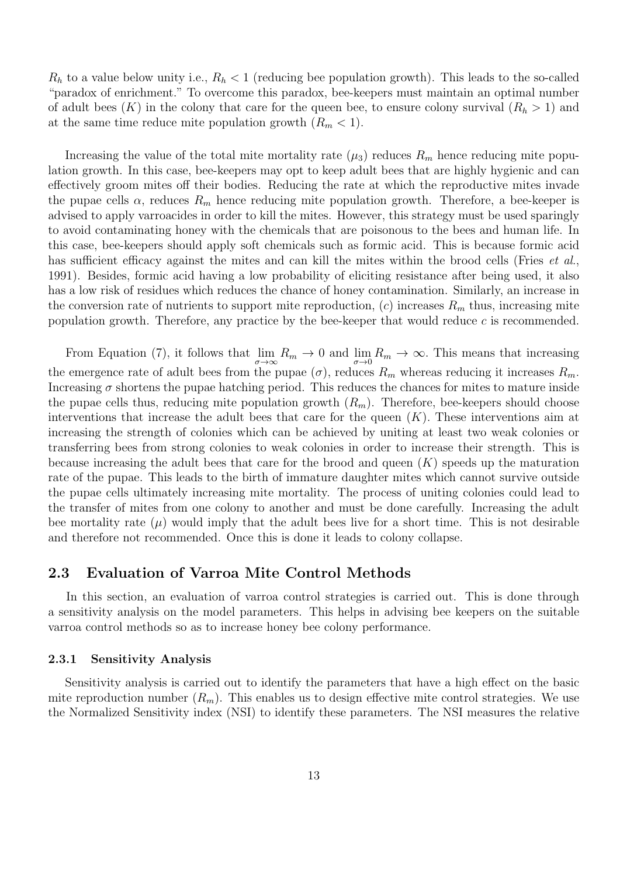$R_h$ to a value below unity i.e., $R_h < 1$ (reducing bee population growth). This leads to the so-called "paradox of enrichment." To overcome this paradox, bee-keepers must maintain an optimal number of adult bees ($K$) in the colony that care for the queen bee, to ensure colony survival ($R_h > 1$) and at the same time reduce mite population growth ($R_m < 1$).

Increasing the value of the total mite mortality rate ($\mu_3$) reduces $R_m$ hence reducing mite population growth. In this case, bee-keepers may opt to keep adult bees that are highly hygienic and can effectively groom mites off their bodies. Reducing the rate at which the reproductive mites invade the pupae cells $\alpha$, reduces $R_m$ hence reducing mite population growth. Therefore, a bee-keeper is advised to apply varroacides in order to kill the mites. However, this strategy must be used sparingly to avoid contaminating honey with the chemicals that are poisonous to the bees and human life. In this case, bee-keepers should apply soft chemicals such as formic acid. This is because formic acid has sufficient efficacy against the mites and can kill the mites within the brood cells (Fries *et al.*, 1991). Besides, formic acid having a low probability of eliciting resistance after being used, it also has a low risk of residues which reduces the chance of honey contamination. Similarly, an increase in the conversion rate of nutrients to support mite reproduction, ($c$) increases $R_m$ thus, increasing mite population growth. Therefore, any practice by the bee-keeper that would reduce $c$ is recommended.

From Equation (7), it follows that $\lim_{\sigma \to \infty} R_m \to 0$ and $\lim_{\sigma \to 0} R_m \to \infty$. This means that increasing the emergence rate of adult bees from the pupae ($\sigma$), reduces $R_m$ whereas reducing it increases $R_m$. Increasing $\sigma$ shortens the pupae hatching period. This reduces the chances for mites to mature inside the pupae cells thus, reducing mite population growth ($R_m$). Therefore, bee-keepers should choose interventions that increase the adult bees that care for the queen ($K$). These interventions aim at increasing the strength of colonies which can be achieved by uniting at least two weak colonies or transferring bees from strong colonies to weak colonies in order to increase their strength. This is because increasing the adult bees that care for the brood and queen ($K$) speeds up the maturation rate of the pupae. This leads to the birth of immature daughter mites which cannot survive outside the pupae cells ultimately increasing mite mortality. The process of uniting colonies could lead to the transfer of mites from one colony to another and must be done carefully. Increasing the adult bee mortality rate ($\mu$) would imply that the adult bees live for a short time. This is not desirable and therefore not recommended. Once this is done it leads to colony collapse.

## 2.3 Evaluation of Varroa Mite Control Methods

In this section, an evaluation of varroa control strategies is carried out. This is done through a sensitivity analysis on the model parameters. This helps in advising bee keepers on the suitable varroa control methods so as to increase honey bee colony performance.

### 2.3.1 Sensitivity Analysis

Sensitivity analysis is carried out to identify the parameters that have a high effect on the basic mite reproduction number ($R_m$). This enables us to design effective mite control strategies. We use the Normalized Sensitivity index (NSI) to identify these parameters. The NSI measures the relative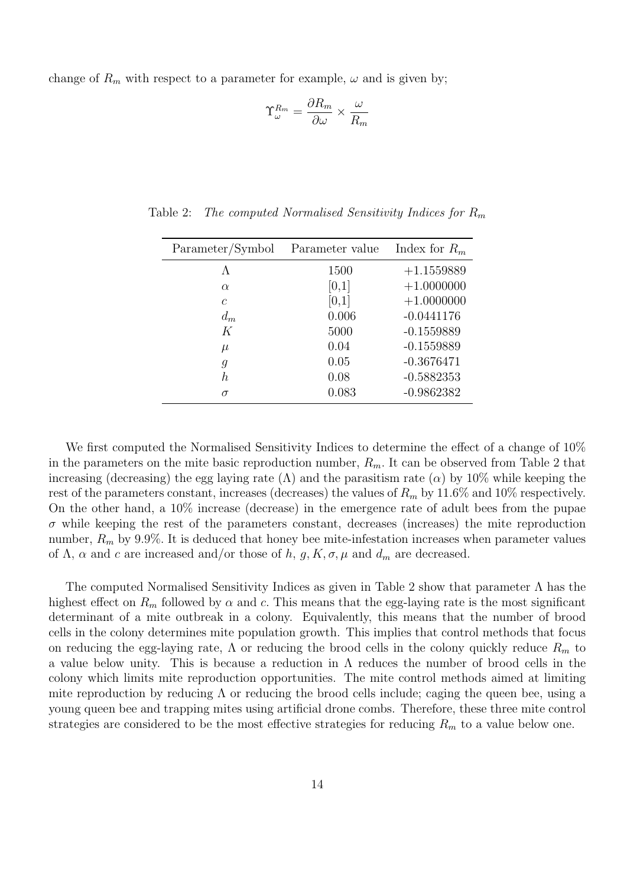change of $R_m$ with respect to a parameter for example, $\omega$ and is given by;

$$\Upsilon_{\omega}^{R_m} = \frac{\partial R_m}{\partial \omega} \times \frac{\omega}{R_m}$$

Table 2: *The computed Normalised Sensitivity Indices for $R_m$*

| Parameter/Symbol | Parameter value | Index for $R_m$ |
|---|---|---|
| $\Lambda$ | 1500 | +1.1559889 |
| $\alpha$ | [0,1] | +1.0000000 |
| $c$ | [0,1] | +1.0000000 |
| $d_m$ | 0.006 | -0.0441176 |
| $K$ | 5000 | -0.1559889 |
| $\mu$ | 0.04 | -0.1559889 |
| $g$ | 0.05 | -0.3676471 |
| $h$ | 0.08 | -0.5882353 |
| $\sigma$ | 0.083 | -0.9862382 |

We first computed the Normalised Sensitivity Indices to determine the effect of a change of 10% in the parameters on the mite basic reproduction number, $R_m$. It can be observed from Table 2 that increasing (decreasing) the egg laying rate ($\Lambda$) and the parasitism rate ($\alpha$) by 10% while keeping the rest of the parameters constant, increases (decreases) the values of $R_m$ by 11.6% and 10% respectively. On the other hand, a 10% increase (decrease) in the emergence rate of adult bees from the pupae $\sigma$ while keeping the rest of the parameters constant, decreases (increases) the mite reproduction number, $R_m$ by 9.9%. It is deduced that honey bee mite-infestation increases when parameter values of $\Lambda$, $\alpha$ and $c$ are increased and/or those of $h$, $g, K, \sigma, \mu$ and $d_m$ are decreased.

The computed Normalised Sensitivity Indices as given in Table 2 show that parameter $\Lambda$ has the highest effect on $R_m$ followed by $\alpha$ and $c$. This means that the egg-laying rate is the most significant determinant of a mite outbreak in a colony. Equivalently, this means that the number of brood cells in the colony determines mite population growth. This implies that control methods that focus on reducing the egg-laying rate, $\Lambda$ or reducing the brood cells in the colony quickly reduce $R_m$ to a value below unity. This is because a reduction in $\Lambda$ reduces the number of brood cells in the colony which limits mite reproduction opportunities. The mite control methods aimed at limiting mite reproduction by reducing $\Lambda$ or reducing the brood cells include; caging the queen bee, using a young queen bee and trapping mites using artificial drone combs. Therefore, these three mite control strategies are considered to be the most effective strategies for reducing $R_m$ to a value below one.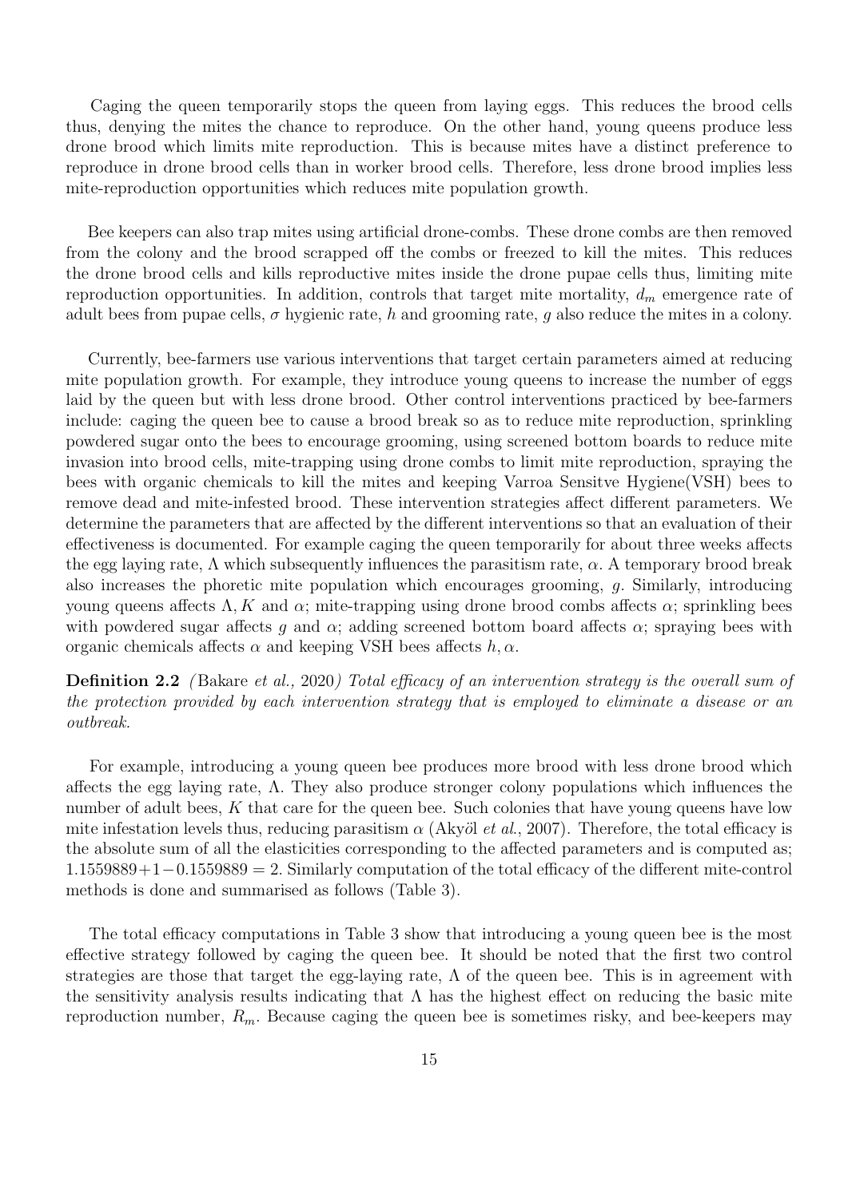Caging the queen temporarily stops the queen from laying eggs. This reduces the brood cells thus, denying the mites the chance to reproduce. On the other hand, young queens produce less drone brood which limits mite reproduction. This is because mites have a distinct preference to reproduce in drone brood cells than in worker brood cells. Therefore, less drone brood implies less mite-reproduction opportunities which reduces mite population growth.

Bee keepers can also trap mites using artificial drone-combs. These drone combs are then removed from the colony and the brood scrapped off the combs or freezed to kill the mites. This reduces the drone brood cells and kills reproductive mites inside the drone pupae cells thus, limiting mite reproduction opportunities. In addition, controls that target mite mortality, $d_m$ emergence rate of adult bees from pupae cells, $\sigma$ hygienic rate, $h$ and grooming rate, $g$ also reduce the mites in a colony.

Currently, bee-farmers use various interventions that target certain parameters aimed at reducing mite population growth. For example, they introduce young queens to increase the number of eggs laid by the queen but with less drone brood. Other control interventions practiced by bee-farmers include: caging the queen bee to cause a brood break so as to reduce mite reproduction, sprinkling powdered sugar onto the bees to encourage grooming, using screened bottom boards to reduce mite invasion into brood cells, mite-trapping using drone combs to limit mite reproduction, spraying the bees with organic chemicals to kill the mites and keeping Varroa Sensitve Hygiene(VSH) bees to remove dead and mite-infested brood. These intervention strategies affect different parameters. We determine the parameters that are affected by the different interventions so that an evaluation of their effectiveness is documented. For example caging the queen temporarily for about three weeks affects the egg laying rate, $\Lambda$ which subsequently influences the parasitism rate, $\alpha$. A temporary brood break also increases the phoretic mite population which encourages grooming, $g$. Similarly, introducing young queens affects $\Lambda, K$ and $\alpha$; mite-trapping using drone brood combs affects $\alpha$; sprinkling bees with powdered sugar affects $g$ and $\alpha$; adding screened bottom board affects $\alpha$; spraying bees with organic chemicals affects $\alpha$ and keeping VSH bees affects $h, \alpha$.

**Definition 2.2** *(*Bakare *et al.,* 2020*) Total efficacy of an intervention strategy is the overall sum of the protection provided by each intervention strategy that is employed to eliminate a disease or an outbreak.*

For example, introducing a young queen bee produces more brood with less drone brood which affects the egg laying rate, $\Lambda$. They also produce stronger colony populations which influences the number of adult bees, $K$ that care for the queen bee. Such colonies that have young queens have low mite infestation levels thus, reducing parasitism $\alpha$ (Akyöl *et al.*, 2007). Therefore, the total efficacy is the absolute sum of all the elasticities corresponding to the affected parameters and is computed as; $1.1559889+1-0.1559889 = 2$. Similarly computation of the total efficacy of the different mite-control methods is done and summarised as follows (Table 3).

The total efficacy computations in Table 3 show that introducing a young queen bee is the most effective strategy followed by caging the queen bee. It should be noted that the first two control strategies are those that target the egg-laying rate, $\Lambda$ of the queen bee. This is in agreement with the sensitivity analysis results indicating that $\Lambda$ has the highest effect on reducing the basic mite reproduction number, $R_m$. Because caging the queen bee is sometimes risky, and bee-keepers may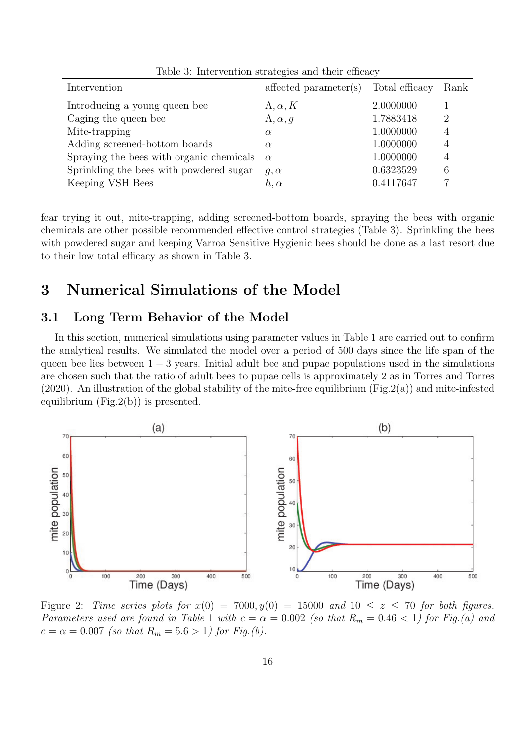Table 3: Intervention strategies and their efficacy

| Intervention | affected parameter(s) | Total efficacy | Rank |
|---|---|---|---|
| Introducing a young queen bee | $\Lambda, \alpha, K$ | 2.0000000 | 1 |
| Caging the queen bee | $\Lambda, \alpha, g$ | 1.7883418 | 2 |
| Mite-trapping | $\alpha$ | 1.0000000 | 4 |
| Adding screened-bottom boards | $\alpha$ | 1.0000000 | 4 |
| Spraying the bees with organic chemicals | $\alpha$ | 1.0000000 | 4 |
| Sprinkling the bees with powdered sugar | $g, \alpha$ | 0.6323529 | 6 |
| Keeping VSH Bees | $h, \alpha$ | 0.4117647 | 7 |

fear trying it out, mite-trapping, adding screened-bottom boards, spraying the bees with organic chemicals are other possible recommended effective control strategies (Table 3). Sprinkling the bees with powdered sugar and keeping Varroa Sensitive Hygienic bees should be done as a last resort due to their low total efficacy as shown in Table 3.

# 3 Numerical Simulations of the Model

## 3.1 Long Term Behavior of the Model

In this section, numerical simulations using parameter values in Table 1 are carried out to confirm the analytical results. We simulated the model over a period of 500 days since the life span of the queen bee lies between $1-3$ years. Initial adult bee and pupae populations used in the simulations are chosen such that the ratio of adult bees to pupae cells is approximately 2 as in Torres and Torres (2020). An illustration of the global stability of the mite-free equilibrium (Fig.2(a)) and mite-infested equilibrium (Fig.2(b)) is presented.

Figure 2: *Time series plots for $x(0) = 7000, y(0) = 15000$ and $10 \le z \le 70$ for both figures. Parameters used are found in Table 1 with $c = \alpha = 0.002$ (so that $R_m = 0.46 < 1$) for Fig.(a) and $c = \alpha = 0.007$ (so that $R_m = 5.6 > 1$) for Fig.(b).*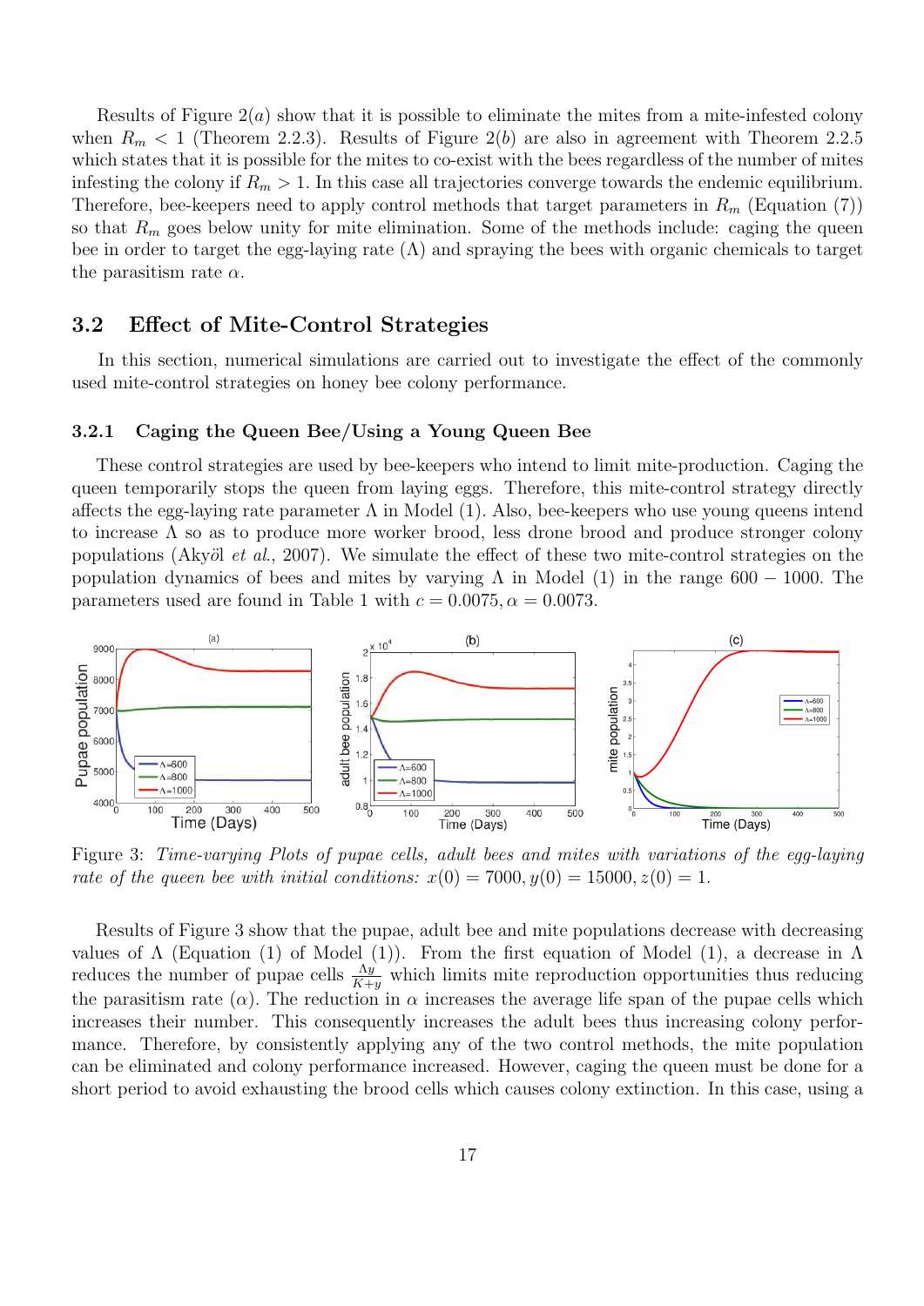Results of Figure 2$(a)$ show that it is possible to eliminate the mites from a mite-infested colony when $R_m < 1$ (Theorem 2.2.3). Results of Figure 2$(b)$ are also in agreement with Theorem 2.2.5 which states that it is possible for the mites to co-exist with the bees regardless of the number of mites infesting the colony if $R_m > 1$. In this case all trajectories converge towards the endemic equilibrium. Therefore, bee-keepers need to apply control methods that target parameters in $R_m$ (Equation (7)) so that $R_m$ goes below unity for mite elimination. Some of the methods include: caging the queen bee in order to target the egg-laying rate $(\Lambda)$ and spraying the bees with organic chemicals to target the parasitism rate $\alpha$.

## 3.2 Effect of Mite-Control Strategies

In this section, numerical simulations are carried out to investigate the effect of the commonly used mite-control strategies on honey bee colony performance.

### 3.2.1 Caging the Queen Bee/Using a Young Queen Bee

These control strategies are used by bee-keepers who intend to limit mite-production. Caging the queen temporarily stops the queen from laying eggs. Therefore, this mite-control strategy directly affects the egg-laying rate parameter $\Lambda$ in Model (1). Also, bee-keepers who use young queens intend to increase $\Lambda$ so as to produce more worker brood, less drone brood and produce stronger colony populations (Akyöl *et al.*, 2007). We simulate the effect of these two mite-control strategies on the population dynamics of bees and mites by varying $\Lambda$ in Model (1) in the range $600 - 1000$. The parameters used are found in Table 1 with $c = 0.0075, \alpha = 0.0073$.

Figure 3: *Time-varying Plots of pupae cells, adult bees and mites with variations of the egg-laying rate of the queen bee with initial conditions:* $x(0) = 7000, y(0) = 15000, z(0) = 1$.

Results of Figure 3 show that the pupae, adult bee and mite populations decrease with decreasing values of $\Lambda$ (Equation (1) of Model (1)). From the first equation of Model (1), a decrease in $\Lambda$ reduces the number of pupae cells $\frac{\Lambda y}{K+y}$ which limits mite reproduction opportunities thus reducing the parasitism rate $(\alpha)$. The reduction in $\alpha$ increases the average life span of the pupae cells which increases their number. This consequently increases the adult bees thus increasing colony performance. Therefore, by consistently applying any of the two control methods, the mite population can be eliminated and colony performance increased. However, caging the queen must be done for a short period to avoid exhausting the brood cells which causes colony extinction. In this case, using a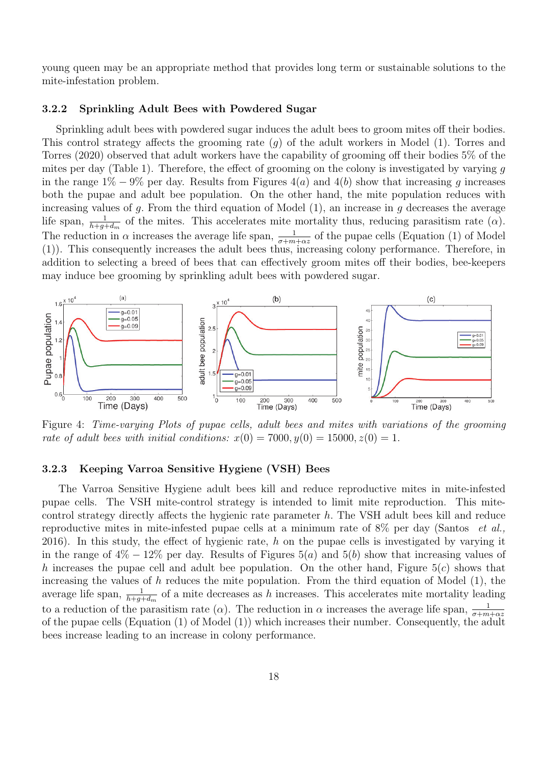young queen may be an appropriate method that provides long term or sustainable solutions to the mite-infestation problem.

### 3.2.2 Sprinkling Adult Bees with Powdered Sugar

Sprinkling adult bees with powdered sugar induces the adult bees to groom mites off their bodies. This control strategy affects the grooming rate ($g$) of the adult workers in Model (1). Torres and Torres (2020) observed that adult workers have the capability of grooming off their bodies 5% of the mites per day (Table 1). Therefore, the effect of grooming on the colony is investigated by varying $g$ in the range $1\% - 9\%$ per day. Results from Figures 4($a$) and 4($b$) show that increasing $g$ increases both the pupae and adult bee population. On the other hand, the mite population reduces with increasing values of $g$. From the third equation of Model (1), an increase in $g$ decreases the average life span, $\frac{1}{h+g+d_m}$ of the mites. This accelerates mite mortality thus, reducing parasitism rate ($\alpha$). The reduction in $\alpha$ increases the average life span, $\frac{1}{\sigma+m+\alpha z}$ of the pupae cells (Equation (1) of Model (1)). This consequently increases the adult bees thus, increasing colony performance. Therefore, in addition to selecting a breed of bees that can effectively groom mites off their bodies, bee-keepers may induce bee grooming by sprinkling adult bees with powdered sugar.

Figure 4: *Time-varying Plots of pupae cells, adult bees and mites with variations of the grooming rate of adult bees with initial conditions:* $x(0) = 7000, y(0) = 15000, z(0) = 1$.

### 3.2.3 Keeping Varroa Sensitive Hygiene (VSH) Bees

The Varroa Sensitive Hygiene adult bees kill and reduce reproductive mites in mite-infested pupae cells. The VSH mite-control strategy is intended to limit mite reproduction. This mite-control strategy directly affects the hygienic rate parameter $h$. The VSH adult bees kill and reduce reproductive mites in mite-infested pupae cells at a minimum rate of 8% per day (Santos *et al.,* 2016). In this study, the effect of hygienic rate, $h$ on the pupae cells is investigated by varying it in the range of $4\% - 12\%$ per day. Results of Figures 5($a$) and 5($b$) show that increasing values of $h$ increases the pupae cell and adult bee population. On the other hand, Figure 5($c$) shows that increasing the values of $h$ reduces the mite population. From the third equation of Model (1), the average life span, $\frac{1}{h+g+d_m}$ of a mite decreases as $h$ increases. This accelerates mite mortality leading to a reduction of the parasitism rate ($\alpha$). The reduction in $\alpha$ increases the average life span, $\frac{1}{\sigma+m+\alpha z}$ of the pupae cells (Equation (1) of Model (1)) which increases their number. Consequently, the adult bees increase leading to an increase in colony performance.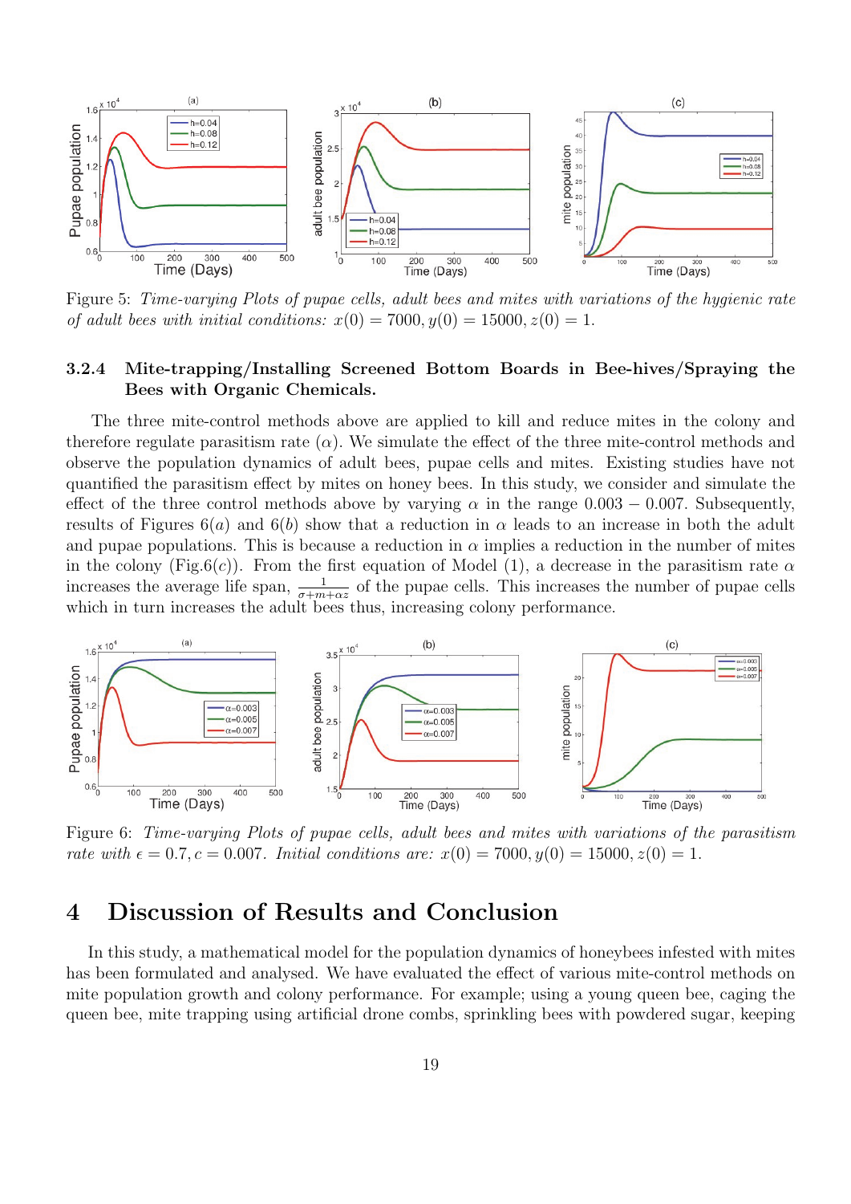Figure 5: *Time-varying Plots of pupae cells, adult bees and mites with variations of the hygienic rate of adult bees with initial conditions:* $x(0) = 7000, y(0) = 15000, z(0) = 1$.

### 3.2.4 Mite-trapping/Installing Screened Bottom Boards in Bee-hives/Spraying the Bees with Organic Chemicals.

The three mite-control methods above are applied to kill and reduce mites in the colony and therefore regulate parasitism rate ($\alpha$). We simulate the effect of the three mite-control methods and observe the population dynamics of adult bees, pupae cells and mites. Existing studies have not quantified the parasitism effect by mites on honey bees. In this study, we consider and simulate the effect of the three control methods above by varying $\alpha$ in the range $0.003 - 0.007$. Subsequently, results of Figures $6(a)$ and $6(b)$ show that a reduction in $\alpha$ leads to an increase in both the adult and pupae populations. This is because a reduction in $\alpha$ implies a reduction in the number of mites in the colony (Fig.6($c$)). From the first equation of Model (1), a decrease in the parasitism rate $\alpha$ increases the average life span, $\frac{1}{\sigma+m+\alpha z}$ of the pupae cells. This increases the number of pupae cells which in turn increases the adult bees thus, increasing colony performance.

Figure 6: *Time-varying Plots of pupae cells, adult bees and mites with variations of the parasitism rate with* $\epsilon = 0.7, c = 0.007$. *Initial conditions are:* $x(0) = 7000, y(0) = 15000, z(0) = 1$.

# 4 Discussion of Results and Conclusion

In this study, a mathematical model for the population dynamics of honeybees infested with mites has been formulated and analysed. We have evaluated the effect of various mite-control methods on mite population growth and colony performance. For example; using a young queen bee, caging the queen bee, mite trapping using artificial drone combs, sprinkling bees with powdered sugar, keeping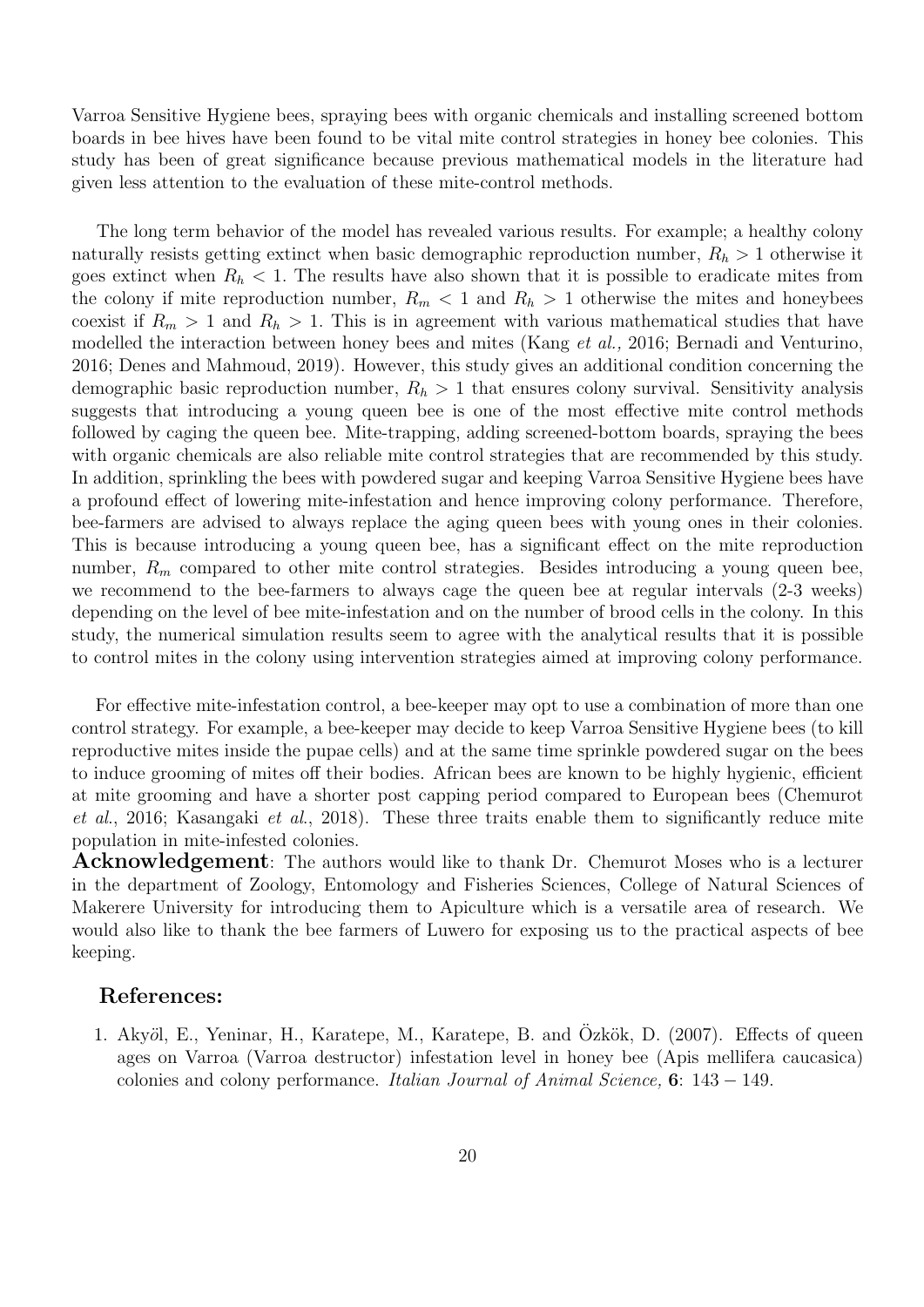Varroa Sensitive Hygiene bees, spraying bees with organic chemicals and installing screened bottom boards in bee hives have been found to be vital mite control strategies in honey bee colonies. This study has been of great significance because previous mathematical models in the literature had given less attention to the evaluation of these mite-control methods.

The long term behavior of the model has revealed various results. For example; a healthy colony naturally resists getting extinct when basic demographic reproduction number, $R_h > 1$ otherwise it goes extinct when $R_h < 1$. The results have also shown that it is possible to eradicate mites from the colony if mite reproduction number, $R_m < 1$ and $R_h > 1$ otherwise the mites and honeybees coexist if $R_m > 1$ and $R_h > 1$. This is in agreement with various mathematical studies that have modelled the interaction between honey bees and mites (Kang *et al.,* 2016; Bernadi and Venturino, 2016; Denes and Mahmoud, 2019). However, this study gives an additional condition concerning the demographic basic reproduction number, $R_h > 1$ that ensures colony survival. Sensitivity analysis suggests that introducing a young queen bee is one of the most effective mite control methods followed by caging the queen bee. Mite-trapping, adding screened-bottom boards, spraying the bees with organic chemicals are also reliable mite control strategies that are recommended by this study. In addition, sprinkling the bees with powdered sugar and keeping Varroa Sensitive Hygiene bees have a profound effect of lowering mite-infestation and hence improving colony performance. Therefore, bee-farmers are advised to always replace the aging queen bees with young ones in their colonies. This is because introducing a young queen bee, has a significant effect on the mite reproduction number, $R_m$ compared to other mite control strategies. Besides introducing a young queen bee, we recommend to the bee-farmers to always cage the queen bee at regular intervals (2-3 weeks) depending on the level of bee mite-infestation and on the number of brood cells in the colony. In this study, the numerical simulation results seem to agree with the analytical results that it is possible to control mites in the colony using intervention strategies aimed at improving colony performance.

For effective mite-infestation control, a bee-keeper may opt to use a combination of more than one control strategy. For example, a bee-keeper may decide to keep Varroa Sensitive Hygiene bees (to kill reproductive mites inside the pupae cells) and at the same time sprinkle powdered sugar on the bees to induce grooming of mites off their bodies. African bees are known to be highly hygienic, efficient at mite grooming and have a shorter post capping period compared to European bees (Chemurot *et al.*, 2016; Kasangaki *et al.*, 2018). These three traits enable them to significantly reduce mite population in mite-infested colonies.

**Acknowledgement**: The authors would like to thank Dr. Chemurot Moses who is a lecturer in the department of Zoology, Entomology and Fisheries Sciences, College of Natural Sciences of Makerere University for introducing them to Apiculture which is a versatile area of research. We would also like to thank the bee farmers of Luwero for exposing us to the practical aspects of bee keeping.

## References:

1. Akyöl, E., Yeninar, H., Karatepe, M., Karatepe, B. and Özkök, D. (2007). Effects of queen ages on Varroa (Varroa destructor) infestation level in honey bee (Apis mellifera caucasica) colonies and colony performance. *Italian Journal of Animal Science,* **6**: $143 - 149$.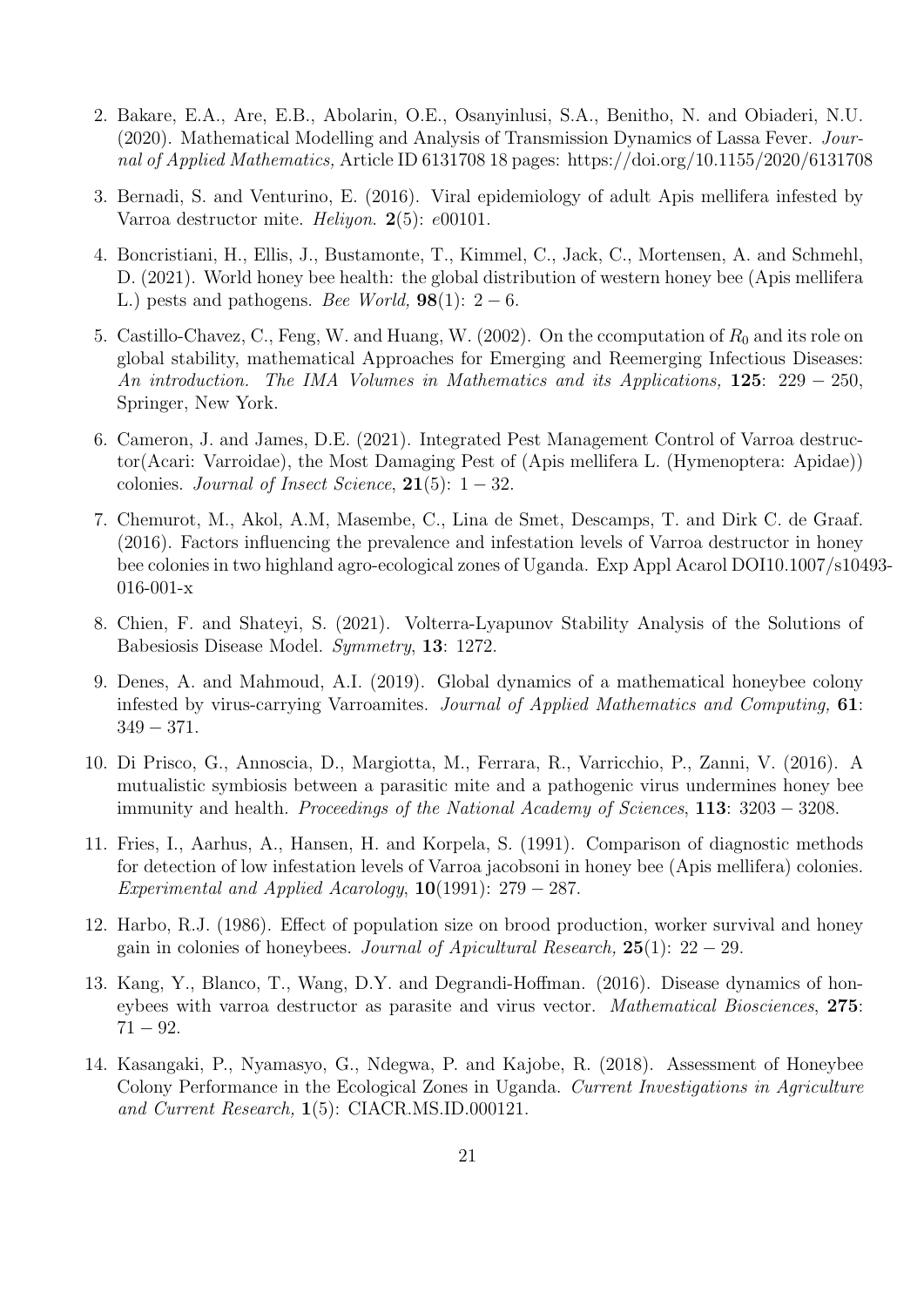2. Bakare, E.A., Are, E.B., Abolarin, O.E., Osanyinlusi, S.A., Benitho, N. and Obiaderi, N.U. (2020). Mathematical Modelling and Analysis of Transmission Dynamics of Lassa Fever. *Journal of Applied Mathematics,* Article ID 6131708 18 pages: https://doi.org/10.1155/2020/6131708

3. Bernadi, S. and Venturino, E. (2016). Viral epidemiology of adult Apis mellifera infested by Varroa destructor mite. *Heliyon*. **2**(5): $e00101$.

4. Boncristiani, H., Ellis, J., Bustamonte, T., Kimmel, C., Jack, C., Mortensen, A. and Schmehl, D. (2021). World honey bee health: the global distribution of western honey bee (Apis mellifera L.) pests and pathogens. *Bee World,* **98**(1): $2-6$.

5. Castillo-Chavez, C., Feng, W. and Huang, W. (2002). On the ccomputation of $R_0$ and its role on global stability, mathematical Approaches for Emerging and Reemerging Infectious Diseases: *An introduction. The IMA Volumes in Mathematics and its Applications,* **125**: $229-250$, Springer, New York.

6. Cameron, J. and James, D.E. (2021). Integrated Pest Management Control of Varroa destructor(Acari: Varroidae), the Most Damaging Pest of (Apis mellifera L. (Hymenoptera: Apidae)) colonies. *Journal of Insect Science*, **21**(5): $1-32$.

7. Chemurot, M., Akol, A.M, Masembe, C., Lina de Smet, Descamps, T. and Dirk C. de Graaf. (2016). Factors influencing the prevalence and infestation levels of Varroa destructor in honey bee colonies in two highland agro-ecological zones of Uganda. Exp Appl Acarol DOI10.1007/s10493-016-001-x

8. Chien, F. and Shateyi, S. (2021). Volterra-Lyapunov Stability Analysis of the Solutions of Babesiosis Disease Model. *Symmetry*, **13**: 1272.

9. Denes, A. and Mahmoud, A.I. (2019). Global dynamics of a mathematical honeybee colony infested by virus-carrying Varroamites. *Journal of Applied Mathematics and Computing,* **61**: $349-371$.

10. Di Prisco, G., Annoscia, D., Margiotta, M., Ferrara, R., Varricchio, P., Zanni, V. (2016). A mutualistic symbiosis between a parasitic mite and a pathogenic virus undermines honey bee immunity and health. *Proceedings of the National Academy of Sciences*, **113**: $3203-3208$.

11. Fries, I., Aarhus, A., Hansen, H. and Korpela, S. (1991). Comparison of diagnostic methods for detection of low infestation levels of Varroa jacobsoni in honey bee (Apis mellifera) colonies. *Experimental and Applied Acarology*, **10**(1991): $279-287$.

12. Harbo, R.J. (1986). Effect of population size on brood production, worker survival and honey gain in colonies of honeybees. *Journal of Apicultural Research,* **25**(1): $22-29$.

13. Kang, Y., Blanco, T., Wang, D.Y. and Degrandi-Hoffman. (2016). Disease dynamics of honeybees with varroa destructor as parasite and virus vector. *Mathematical Biosciences*, **275**: $71-92$.

14. Kasangaki, P., Nyamasyo, G., Ndegwa, P. and Kajobe, R. (2018). Assessment of Honeybee Colony Performance in the Ecological Zones in Uganda. *Current Investigations in Agriculture and Current Research,* **1**(5): CIACR.MS.ID.000121.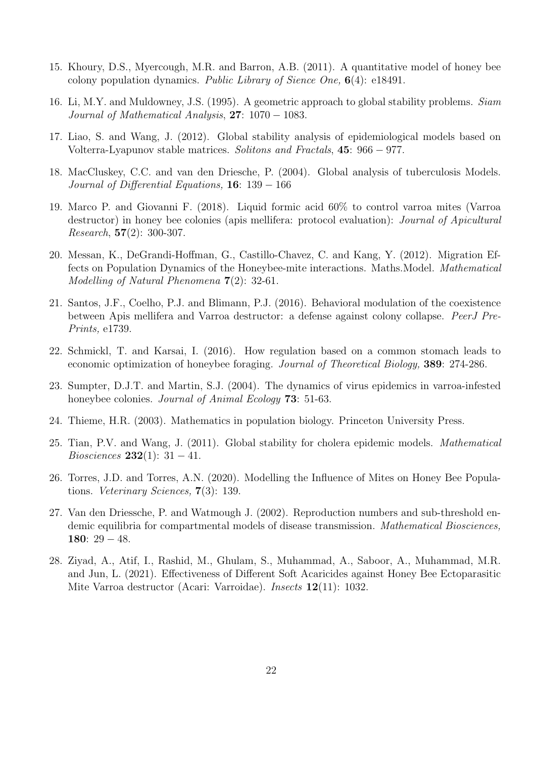15. Khoury, D.S., Myercough, M.R. and Barron, A.B. (2011). A quantitative model of honey bee colony population dynamics. *Public Library of Sience One,* **6**(4): e18491.

16. Li, M.Y. and Muldowney, J.S. (1995). A geometric approach to global stability problems. *Siam Journal of Mathematical Analysis*, **27**: $1070 - 1083$.

17. Liao, S. and Wang, J. (2012). Global stability analysis of epidemiological models based on Volterra-Lyapunov stable matrices. *Solitons and Fractals*, **45**: $966 - 977$.

18. MacCluskey, C.C. and van den Driesche, P. (2004). Global analysis of tuberculosis Models. *Journal of Differential Equations,* **16**: $139 - 166$

19. Marco P. and Giovanni F. (2018). Liquid formic acid 60% to control varroa mites (Varroa destructor) in honey bee colonies (apis mellifera: protocol evaluation): *Journal of Apicultural Research*, **57**(2): 300-307.

20. Messan, K., DeGrandi-Hoffman, G., Castillo-Chavez, C. and Kang, Y. (2012). Migration Effects on Population Dynamics of the Honeybee-mite interactions. Maths.Model. *Mathematical Modelling of Natural Phenomena* **7**(2): 32-61.

21. Santos, J.F., Coelho, P.J. and Blimann, P.J. (2016). Behavioral modulation of the coexistence between Apis mellifera and Varroa destructor: a defense against colony collapse. *PeerJ PrePrints,* e1739.

22. Schmickl, T. and Karsai, I. (2016). How regulation based on a common stomach leads to economic optimization of honeybee foraging. *Journal of Theoretical Biology,* **389**: 274-286.

23. Sumpter, D.J.T. and Martin, S.J. (2004). The dynamics of virus epidemics in varroa-infested honeybee colonies. *Journal of Animal Ecology* **73**: 51-63.

24. Thieme, H.R. (2003). Mathematics in population biology. Princeton University Press.

25. Tian, P.V. and Wang, J. (2011). Global stability for cholera epidemic models. *Mathematical Biosciences* **232**(1): $31 - 41$.

26. Torres, J.D. and Torres, A.N. (2020). Modelling the Influence of Mites on Honey Bee Populations. *Veterinary Sciences,* **7**(3): 139.

27. Van den Driessche, P. and Watmough J. (2002). Reproduction numbers and sub-threshold endemic equilibria for compartmental models of disease transmission. *Mathematical Biosciences,* **180**: $29 - 48$.

28. Ziyad, A., Atif, I., Rashid, M., Ghulam, S., Muhammad, A., Saboor, A., Muhammad, M.R. and Jun, L. (2021). Effectiveness of Different Soft Acaricides against Honey Bee Ectoparasitic Mite Varroa destructor (Acari: Varroidae). *Insects* **12**(11): 1032.